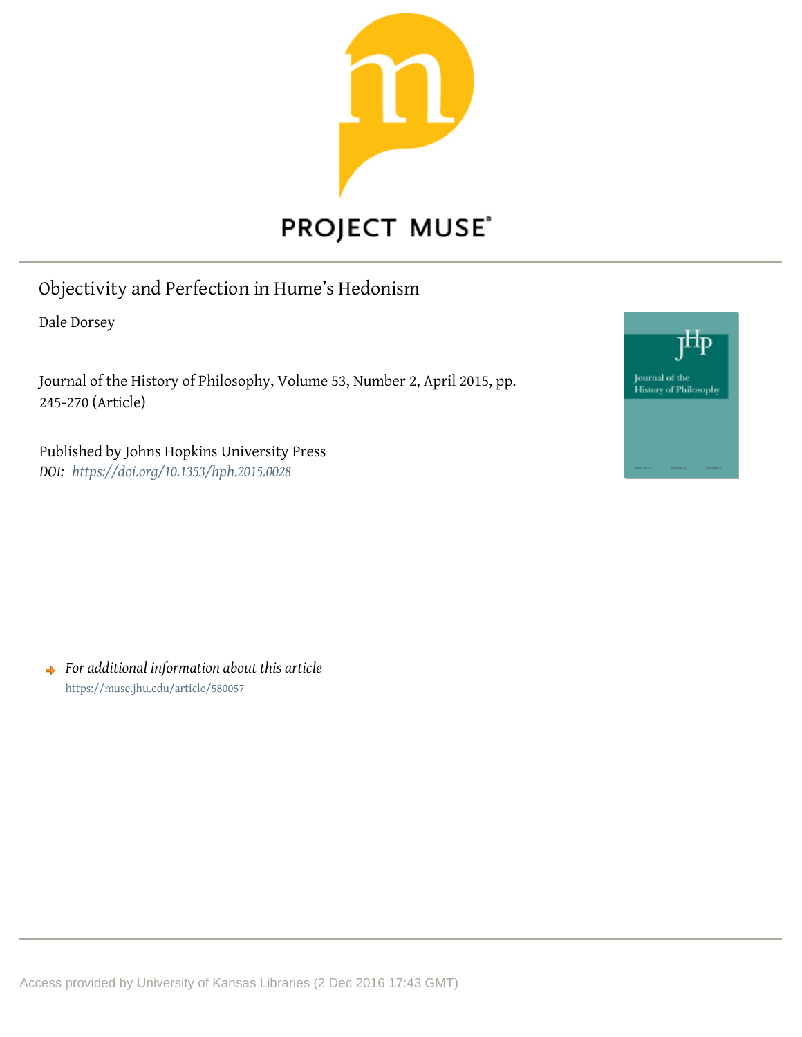PROJECT MUSE

# Objectivity and Perfection in Hume's Hedonism

Dale Dorsey

Journal of the History of Philosophy, Volume 53, Number 2, April 2015, pp. 245-270 (Article)

Published by Johns Hopkins University Press

*DOI:* *https://doi.org/10.1353/hph.2015.0028*

➜ *For additional information about this article*

https://muse.jhu.edu/article/580057

Access provided by University of Kansas Libraries (2 Dec 2016 17:43 GMT)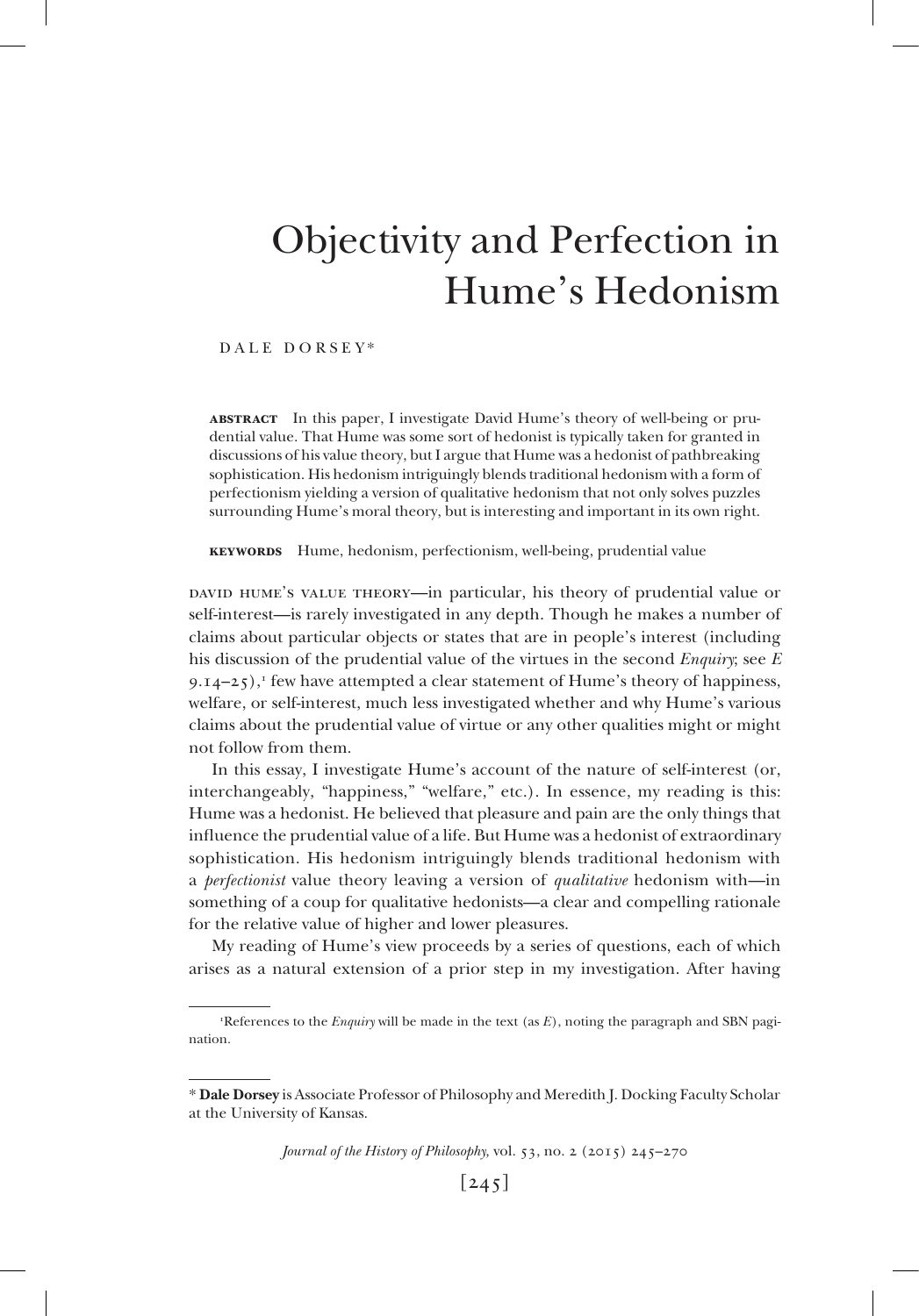# Objectivity and Perfection in Hume's Hedonism

DALE DORSEY*

**ABSTRACT** In this paper, I investigate David Hume's theory of well-being or prudential value. That Hume was some sort of hedonist is typically taken for granted in discussions of his value theory, but I argue that Hume was a hedonist of pathbreaking sophistication. His hedonism intriguingly blends traditional hedonism with a form of perfectionism yielding a version of qualitative hedonism that not only solves puzzles surrounding Hume's moral theory, but is interesting and important in its own right.

**KEYWORDS** Hume, hedonism, perfectionism, well-being, prudential value

DAVID HUME'S VALUE THEORY—in particular, his theory of prudential value or self-interest—is rarely investigated in any depth. Though he makes a number of claims about particular objects or states that are in people's interest (including his discussion of the prudential value of the virtues in the second *Enquiry*; see *E* 9.14–25),[1] few have attempted a clear statement of Hume's theory of happiness, welfare, or self-interest, much less investigated whether and why Hume's various claims about the prudential value of virtue or any other qualities might or might not follow from them.

In this essay, I investigate Hume's account of the nature of self-interest (or, interchangeably, "happiness," "welfare," etc.). In essence, my reading is this: Hume was a hedonist. He believed that pleasure and pain are the only things that influence the prudential value of a life. But Hume was a hedonist of extraordinary sophistication. His hedonism intriguingly blends traditional hedonism with a *perfectionist* value theory leaving a version of *qualitative* hedonism with—in something of a coup for qualitative hedonists—a clear and compelling rationale for the relative value of higher and lower pleasures.

My reading of Hume's view proceeds by a series of questions, each of which arises as a natural extension of a prior step in my investigation. After having

---

[1] References to the *Enquiry* will be made in the text (as *E*), noting the paragraph and SBN pagination.

---

\* **Dale Dorsey** is Associate Professor of Philosophy and Meredith J. Docking Faculty Scholar at the University of Kansas.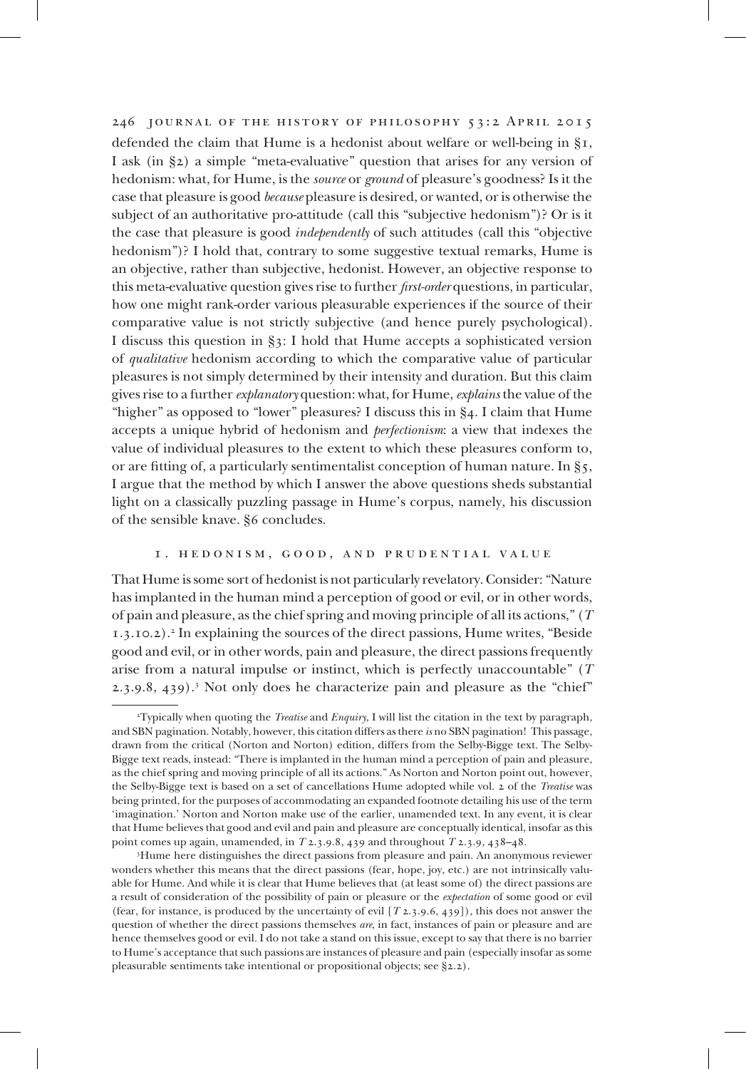defended the claim that Hume is a hedonist about welfare or well-being in §1, I ask (in §2) a simple "meta-evaluative" question that arises for any version of hedonism: what, for Hume, is the *source* or *ground* of pleasure's goodness? Is it the case that pleasure is good *because* pleasure is desired, or wanted, or is otherwise the subject of an authoritative pro-attitude (call this "subjective hedonism")? Or is it the case that pleasure is good *independently* of such attitudes (call this "objective hedonism")? I hold that, contrary to some suggestive textual remarks, Hume is an objective, rather than subjective, hedonist. However, an objective response to this meta-evaluative question gives rise to further *first-order* questions, in particular, how one might rank-order various pleasurable experiences if the source of their comparative value is not strictly subjective (and hence purely psychological). I discuss this question in §3: I hold that Hume accepts a sophisticated version of *qualitative* hedonism according to which the comparative value of particular pleasures is not simply determined by their intensity and duration. But this claim gives rise to a further *explanatory* question: what, for Hume, *explains* the value of the "higher" as opposed to "lower" pleasures? I discuss this in §4. I claim that Hume accepts a unique hybrid of hedonism and *perfectionism*: a view that indexes the value of individual pleasures to the extent to which these pleasures conform to, or are fitting of, a particularly sentimentalist conception of human nature. In §5, I argue that the method by which I answer the above questions sheds substantial light on a classically puzzling passage in Hume's corpus, namely, his discussion of the sensible knave. §6 concludes.

## 1. Hedonism, Good, and Prudential Value

That Hume is some sort of hedonist is not particularly revelatory. Consider: "Nature has implanted in the human mind a perception of good or evil, or in other words, of pain and pleasure, as the chief spring and moving principle of all its actions," (*T* 1.3.10.2).[2] In explaining the sources of the direct passions, Hume writes, "Beside good and evil, or in other words, pain and pleasure, the direct passions frequently arise from a natural impulse or instinct, which is perfectly unaccountable" (*T* 2.3.9.8, 439).[3] Not only does he characterize pain and pleasure as the "chief"

---

[2] Typically when quoting the *Treatise* and *Enquiry*, I will list the citation in the text by paragraph, and SBN pagination. Notably, however, this citation differs as there *is* no SBN pagination! This passage, drawn from the critical (Norton and Norton) edition, differs from the Selby-Bigge text. The Selby-Bigge text reads, instead: "There is implanted in the human mind a perception of pain and pleasure, as the chief spring and moving principle of all its actions." As Norton and Norton point out, however, the Selby-Bigge text is based on a set of cancellations Hume adopted while vol. 2 of the *Treatise* was being printed, for the purposes of accommodating an expanded footnote detailing his use of the term 'imagination.' Norton and Norton make use of the earlier, unamended text. In any event, it is clear that Hume believes that good and evil and pain and pleasure are conceptually identical, insofar as this point comes up again, unamended, in *T* 2.3.9.8, 439 and throughout *T* 2.3.9, 438–48.

[3] Hume here distinguishes the direct passions from pleasure and pain. An anonymous reviewer wonders whether this means that the direct passions (fear, hope, joy, etc.) are not intrinsically valuable for Hume. And while it is clear that Hume believes that (at least some of) the direct passions are a result of consideration of the possibility of pain or pleasure or the *expectation* of some good or evil (fear, for instance, is produced by the uncertainty of evil [*T* 2.3.9.6, 439]), this does not answer the question of whether the direct passions themselves *are*, in fact, instances of pain or pleasure and are hence themselves good or evil. I do not take a stand on this issue, except to say that there is no barrier to Hume's acceptance that such passions are instances of pleasure and pain (especially insofar as some pleasurable sentiments take intentional or propositional objects; see §2.2).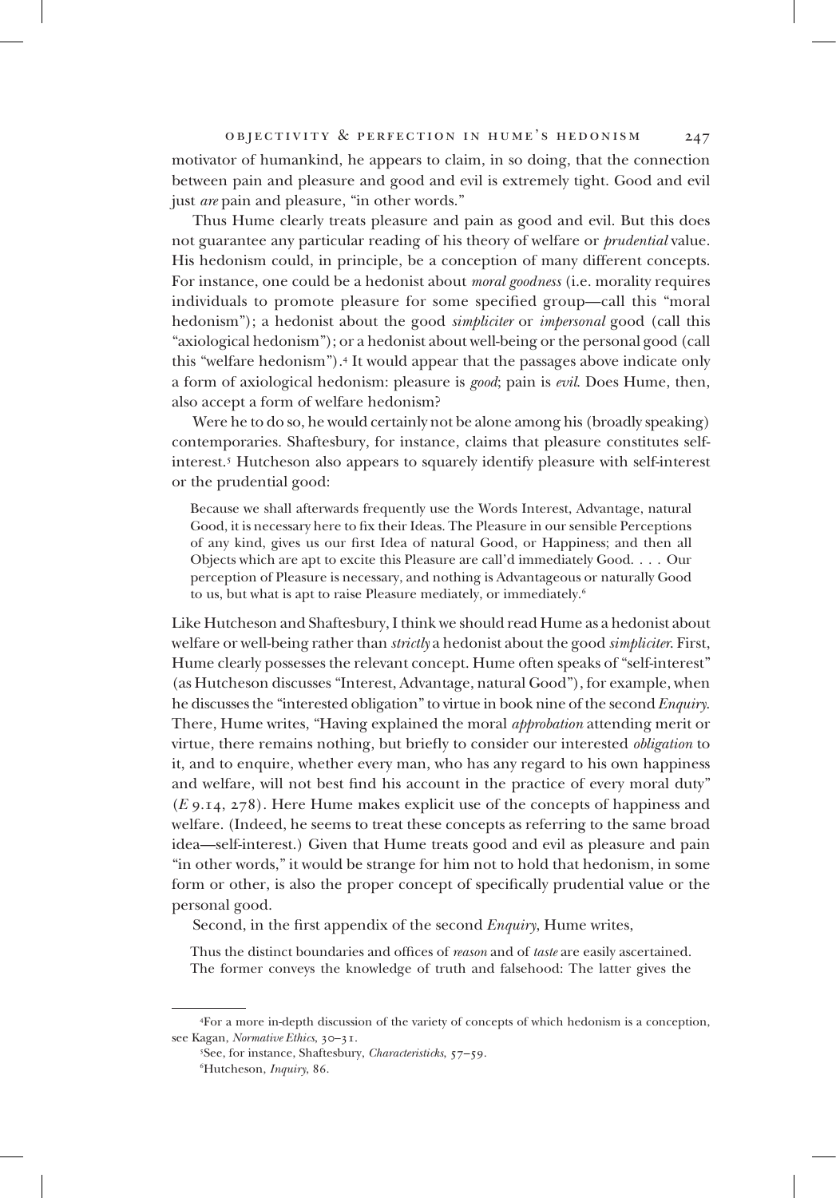motivator of humankind, he appears to claim, in so doing, that the connection between pain and pleasure and good and evil is extremely tight. Good and evil just *are* pain and pleasure, "in other words."

Thus Hume clearly treats pleasure and pain as good and evil. But this does not guarantee any particular reading of his theory of welfare or *prudential* value. His hedonism could, in principle, be a conception of many different concepts. For instance, one could be a hedonist about *moral goodness* (i.e. morality requires individuals to promote pleasure for some specified group—call this "moral hedonism"); a hedonist about the good *simpliciter* or *impersonal* good (call this "axiological hedonism"); or a hedonist about well-being or the personal good (call this "welfare hedonism").[4] It would appear that the passages above indicate only a form of axiological hedonism: pleasure is *good*; pain is *evil*. Does Hume, then, also accept a form of welfare hedonism?

Were he to do so, he would certainly not be alone among his (broadly speaking) contemporaries. Shaftesbury, for instance, claims that pleasure constitutes self-interest.[5] Hutcheson also appears to squarely identify pleasure with self-interest or the prudential good:

> Because we shall afterwards frequently use the Words Interest, Advantage, natural Good, it is necessary here to fix their Ideas. The Pleasure in our sensible Perceptions of any kind, gives us our first Idea of natural Good, or Happiness; and then all Objects which are apt to excite this Pleasure are call'd immediately Good. . . . Our perception of Pleasure is necessary, and nothing is Advantageous or naturally Good to us, but what is apt to raise Pleasure mediately, or immediately.[6]

Like Hutcheson and Shaftesbury, I think we should read Hume as a hedonist about welfare or well-being rather than *strictly* a hedonist about the good *simpliciter*. First, Hume clearly possesses the relevant concept. Hume often speaks of "self-interest" (as Hutcheson discusses "Interest, Advantage, natural Good"), for example, when he discusses the "interested obligation" to virtue in book nine of the second *Enquiry*. There, Hume writes, "Having explained the moral *approbation* attending merit or virtue, there remains nothing, but briefly to consider our interested *obligation* to it, and to enquire, whether every man, who has any regard to his own happiness and welfare, will not best find his account in the practice of every moral duty" (*E* 9.14, 278). Here Hume makes explicit use of the concepts of happiness and welfare. (Indeed, he seems to treat these concepts as referring to the same broad idea—self-interest.) Given that Hume treats good and evil as pleasure and pain "in other words," it would be strange for him not to hold that hedonism, in some form or other, is also the proper concept of specifically prudential value or the personal good.

Second, in the first appendix of the second *Enquiry*, Hume writes,

> Thus the distinct boundaries and offices of *reason* and of *taste* are easily ascertained. The former conveys the knowledge of truth and falsehood: The latter gives the

[4] For a more in-depth discussion of the variety of concepts of which hedonism is a conception, see Kagan, *Normative Ethics*, 30–31.

[5] See, for instance, Shaftesbury, *Characteristicks*, 57–59.

[6] Hutcheson, *Inquiry*, 86.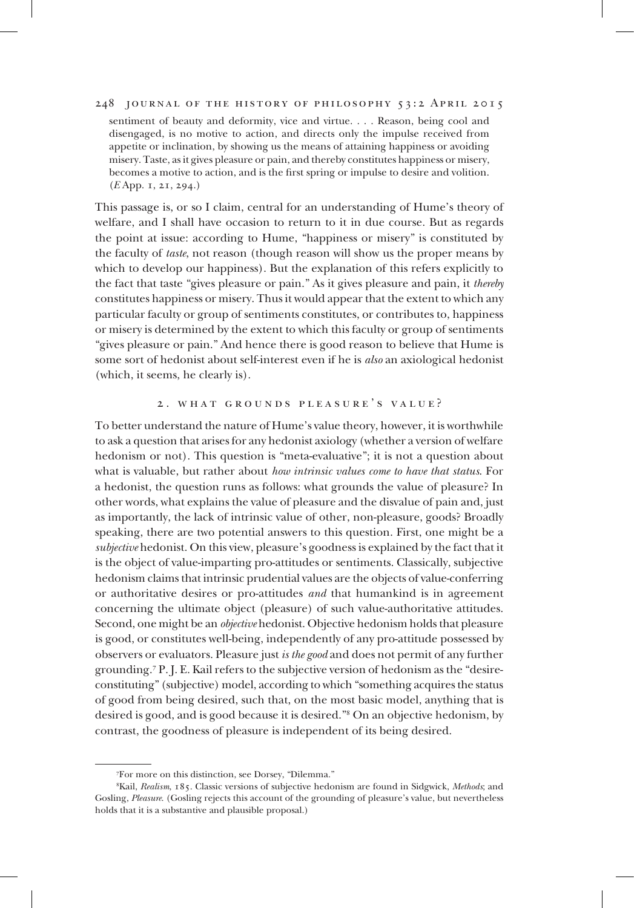sentiment of beauty and deformity, vice and virtue. . . . Reason, being cool and disengaged, is no motive to action, and directs only the impulse received from appetite or inclination, by showing us the means of attaining happiness or avoiding misery. Taste, as it gives pleasure or pain, and thereby constitutes happiness or misery, becomes a motive to action, and is the first spring or impulse to desire and volition. (*E* App. 1, 21, 294.)

This passage is, or so I claim, central for an understanding of Hume's theory of welfare, and I shall have occasion to return to it in due course. But as regards the point at issue: according to Hume, "happiness or misery" is constituted by the faculty of *taste*, not reason (though reason will show us the proper means by which to develop our happiness). But the explanation of this refers explicitly to the fact that taste "gives pleasure or pain." As it gives pleasure and pain, it *thereby* constitutes happiness or misery. Thus it would appear that the extent to which any particular faculty or group of sentiments constitutes, or contributes to, happiness or misery is determined by the extent to which this faculty or group of sentiments "gives pleasure or pain." And hence there is good reason to believe that Hume is some sort of hedonist about self-interest even if he is *also* an axiological hedonist (which, it seems, he clearly is).

## 2. What Grounds Pleasure's Value?

To better understand the nature of Hume's value theory, however, it is worthwhile to ask a question that arises for any hedonist axiology (whether a version of welfare hedonism or not). This question is "meta-evaluative"; it is not a question about what is valuable, but rather about *how intrinsic values come to have that status*. For a hedonist, the question runs as follows: what grounds the value of pleasure? In other words, what explains the value of pleasure and the disvalue of pain and, just as importantly, the lack of intrinsic value of other, non-pleasure, goods? Broadly speaking, there are two potential answers to this question. First, one might be a *subjective* hedonist. On this view, pleasure's goodness is explained by the fact that it is the object of value-imparting pro-attitudes or sentiments. Classically, subjective hedonism claims that intrinsic prudential values are the objects of value-conferring or authoritative desires or pro-attitudes *and* that humankind is in agreement concerning the ultimate object (pleasure) of such value-authoritative attitudes. Second, one might be an *objective* hedonist. Objective hedonism holds that pleasure is good, or constitutes well-being, independently of any pro-attitude possessed by observers or evaluators. Pleasure just *is the good* and does not permit of any further grounding.[7] P. J. E. Kail refers to the subjective version of hedonism as the "desire-constituting" (subjective) model, according to which "something acquires the status of good from being desired, such that, on the most basic model, anything that is desired is good, and is good because it is desired."[8] On an objective hedonism, by contrast, the goodness of pleasure is independent of its being desired.

---

[7]For more on this distinction, see Dorsey, "Dilemma."

[8]Kail, *Realism*, 185. Classic versions of subjective hedonism are found in Sidgwick, *Methods*; and Gosling, *Pleasure*. (Gosling rejects this account of the grounding of pleasure's value, but nevertheless holds that it is a substantive and plausible proposal.)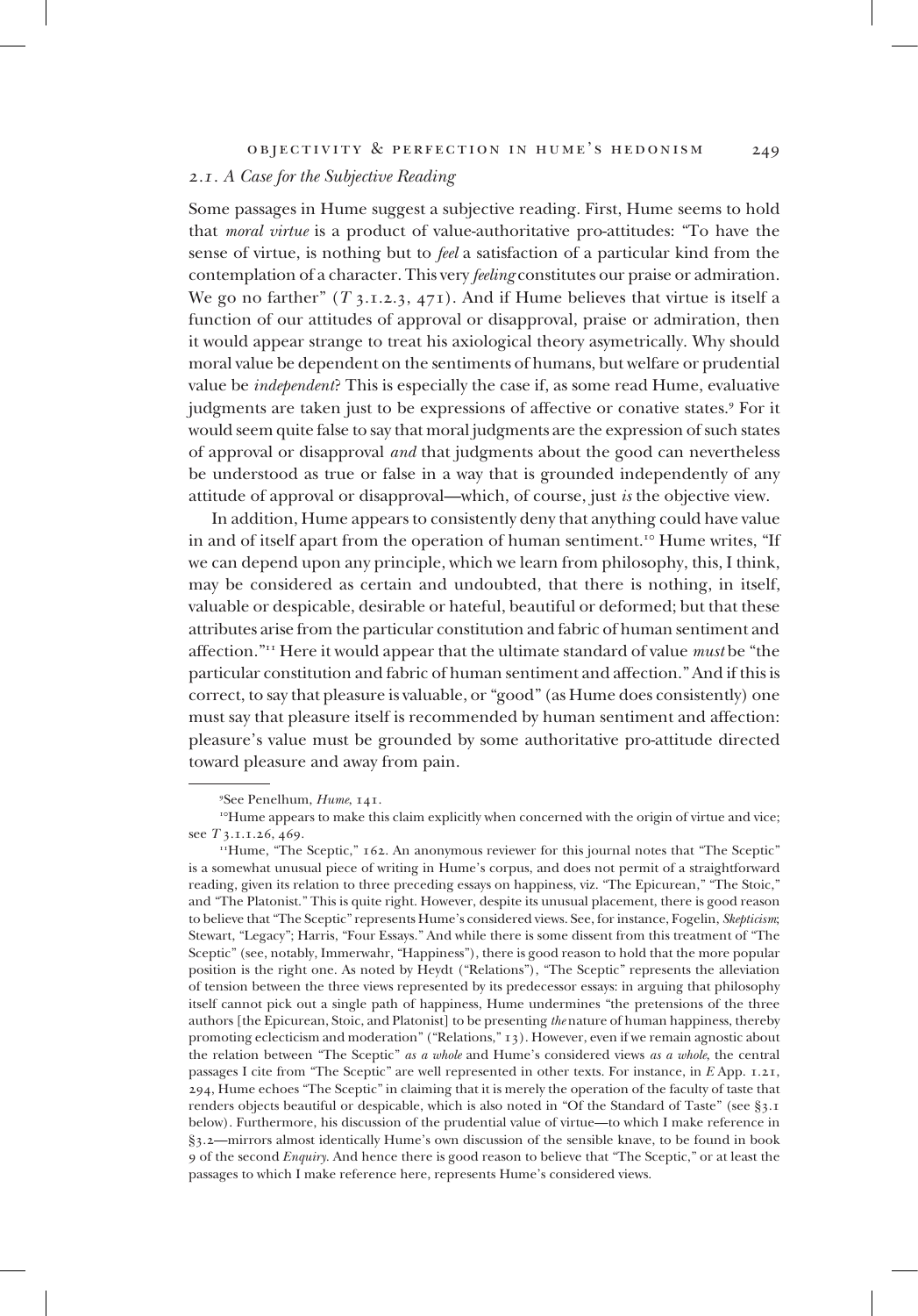### 2.1. *A Case for the Subjective Reading*

Some passages in Hume suggest a subjective reading. First, Hume seems to hold that *moral virtue* is a product of value-authoritative pro-attitudes: "To have the sense of virtue, is nothing but to *feel* a satisfaction of a particular kind from the contemplation of a character. This very *feeling* constitutes our praise or admiration. We go no farther" (*T* 3.1.2.3, 471). And if Hume believes that virtue is itself a function of our attitudes of approval or disapproval, praise or admiration, then it would appear strange to treat his axiological theory asymetrically. Why should moral value be dependent on the sentiments of humans, but welfare or prudential value be *independent*? This is especially the case if, as some read Hume, evaluative judgments are taken just to be expressions of affective or conative states.[9] For it would seem quite false to say that moral judgments are the expression of such states of approval or disapproval *and* that judgments about the good can nevertheless be understood as true or false in a way that is grounded independently of any attitude of approval or disapproval—which, of course, just *is* the objective view.

In addition, Hume appears to consistently deny that anything could have value in and of itself apart from the operation of human sentiment.[10] Hume writes, "If we can depend upon any principle, which we learn from philosophy, this, I think, may be considered as certain and undoubted, that there is nothing, in itself, valuable or despicable, desirable or hateful, beautiful or deformed; but that these attributes arise from the particular constitution and fabric of human sentiment and affection."[11] Here it would appear that the ultimate standard of value *must* be "the particular constitution and fabric of human sentiment and affection." And if this is correct, to say that pleasure is valuable, or "good" (as Hume does consistently) one must say that pleasure itself is recommended by human sentiment and affection: pleasure's value must be grounded by some authoritative pro-attitude directed toward pleasure and away from pain.

---

[9] See Penelhum, *Hume*, 141.

[10] Hume appears to make this claim explicitly when concerned with the origin of virtue and vice; see *T* 3.1.1.26, 469.

[11] Hume, "The Sceptic," 162. An anonymous reviewer for this journal notes that "The Sceptic" is a somewhat unusual piece of writing in Hume's corpus, and does not permit of a straightforward reading, given its relation to three preceding essays on happiness, viz. "The Epicurean," "The Stoic," and "The Platonist." This is quite right. However, despite its unusual placement, there is good reason to believe that "The Sceptic" represents Hume's considered views. See, for instance, Fogelin, *Skepticism*; Stewart, "Legacy"; Harris, "Four Essays." And while there is some dissent from this treatment of "The Sceptic" (see, notably, Immerwahr, "Happiness"), there is good reason to hold that the more popular position is the right one. As noted by Heydt ("Relations"), "The Sceptic" represents the alleviation of tension between the three views represented by its predecessor essays: in arguing that philosophy itself cannot pick out a single path of happiness, Hume undermines "the pretensions of the three authors [the Epicurean, Stoic, and Platonist] to be presenting *the* nature of human happiness, thereby promoting eclecticism and moderation" ("Relations," 13). However, even if we remain agnostic about the relation between "The Sceptic" *as a whole* and Hume's considered views *as a whole*, the central passages I cite from "The Sceptic" are well represented in other texts. For instance, in *E* App. 1.21, 294, Hume echoes "The Sceptic" in claiming that it is merely the operation of the faculty of taste that renders objects beautiful or despicable, which is also noted in "Of the Standard of Taste" (see §3.1 below). Furthermore, his discussion of the prudential value of virtue—to which I make reference in §3.2—mirrors almost identically Hume's own discussion of the sensible knave, to be found in book 9 of the second *Enquiry*. And hence there is good reason to believe that "The Sceptic," or at least the passages to which I make reference here, represents Hume's considered views.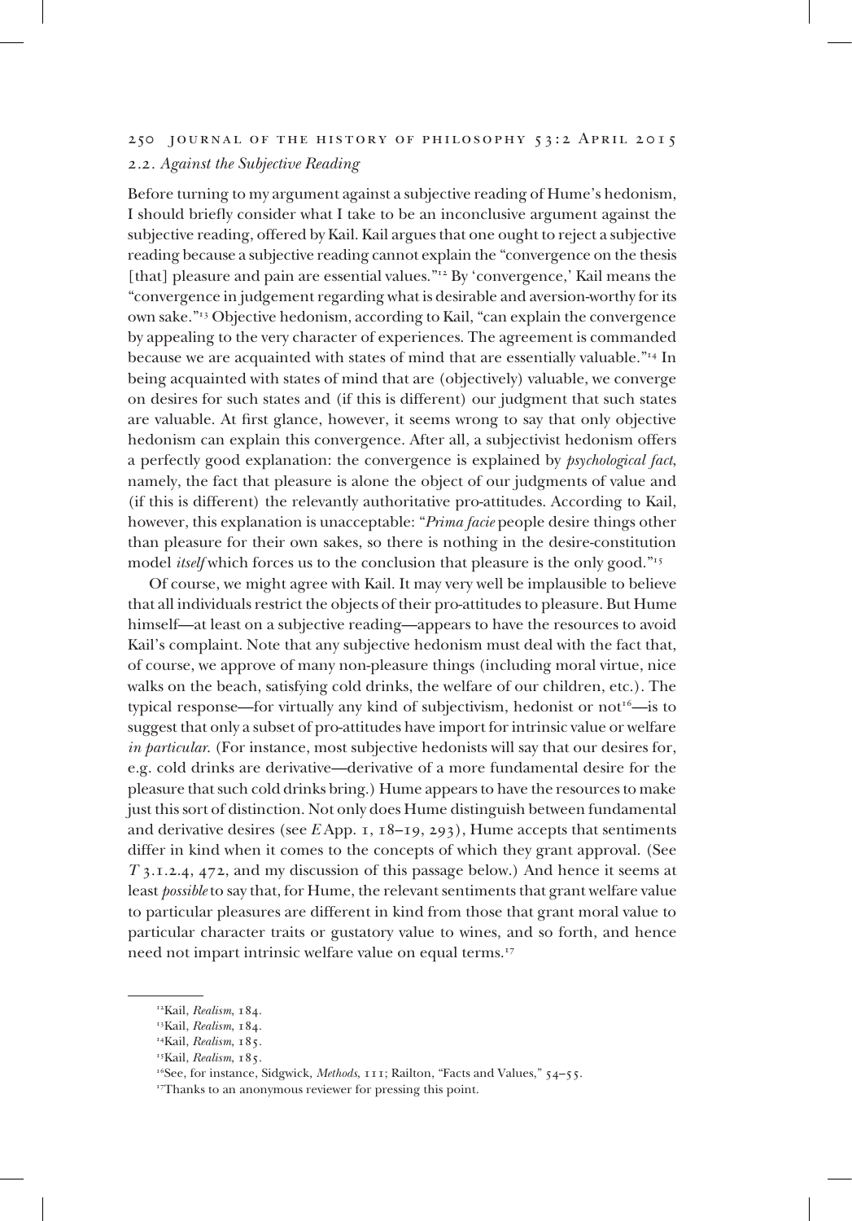### 2.2. *Against the Subjective Reading*

Before turning to my argument against a subjective reading of Hume's hedonism, I should briefly consider what I take to be an inconclusive argument against the subjective reading, offered by Kail. Kail argues that one ought to reject a subjective reading because a subjective reading cannot explain the "convergence on the thesis [that] pleasure and pain are essential values."[12] By 'convergence,' Kail means the "convergence in judgement regarding what is desirable and aversion-worthy for its own sake."[13] Objective hedonism, according to Kail, "can explain the convergence by appealing to the very character of experiences. The agreement is commanded because we are acquainted with states of mind that are essentially valuable."[14] In being acquainted with states of mind that are (objectively) valuable, we converge on desires for such states and (if this is different) our judgment that such states are valuable. At first glance, however, it seems wrong to say that only objective hedonism can explain this convergence. After all, a subjectivist hedonism offers a perfectly good explanation: the convergence is explained by *psychological fact*, namely, the fact that pleasure is alone the object of our judgments of value and (if this is different) the relevantly authoritative pro-attitudes. According to Kail, however, this explanation is unacceptable: "*Prima facie* people desire things other than pleasure for their own sakes, so there is nothing in the desire-constitution model *itself* which forces us to the conclusion that pleasure is the only good."[15]

Of course, we might agree with Kail. It may very well be implausible to believe that all individuals restrict the objects of their pro-attitudes to pleasure. But Hume himself—at least on a subjective reading—appears to have the resources to avoid Kail's complaint. Note that any subjective hedonism must deal with the fact that, of course, we approve of many non-pleasure things (including moral virtue, nice walks on the beach, satisfying cold drinks, the welfare of our children, etc.). The typical response—for virtually any kind of subjectivism, hedonist or not[16]—is to suggest that only a subset of pro-attitudes have import for intrinsic value or welfare *in particular*. (For instance, most subjective hedonists will say that our desires for, e.g. cold drinks are derivative—derivative of a more fundamental desire for the pleasure that such cold drinks bring.) Hume appears to have the resources to make just this sort of distinction. Not only does Hume distinguish between fundamental and derivative desires (see *E* App. 1, 18–19, 293), Hume accepts that sentiments differ in kind when it comes to the concepts of which they grant approval. (See *T* 3.1.2.4, 472, and my discussion of this passage below.) And hence it seems at least *possible* to say that, for Hume, the relevant sentiments that grant welfare value to particular pleasures are different in kind from those that grant moral value to particular character traits or gustatory value to wines, and so forth, and hence need not impart intrinsic welfare value on equal terms.[17]

---

[12] Kail, *Realism*, 184.

[13] Kail, *Realism*, 184.

[14] Kail, *Realism*, 185.

[15] Kail, *Realism*, 185.

[16] See, for instance, Sidgwick, *Methods*, 111; Railton, "Facts and Values," 54–55.

[17] Thanks to an anonymous reviewer for pressing this point.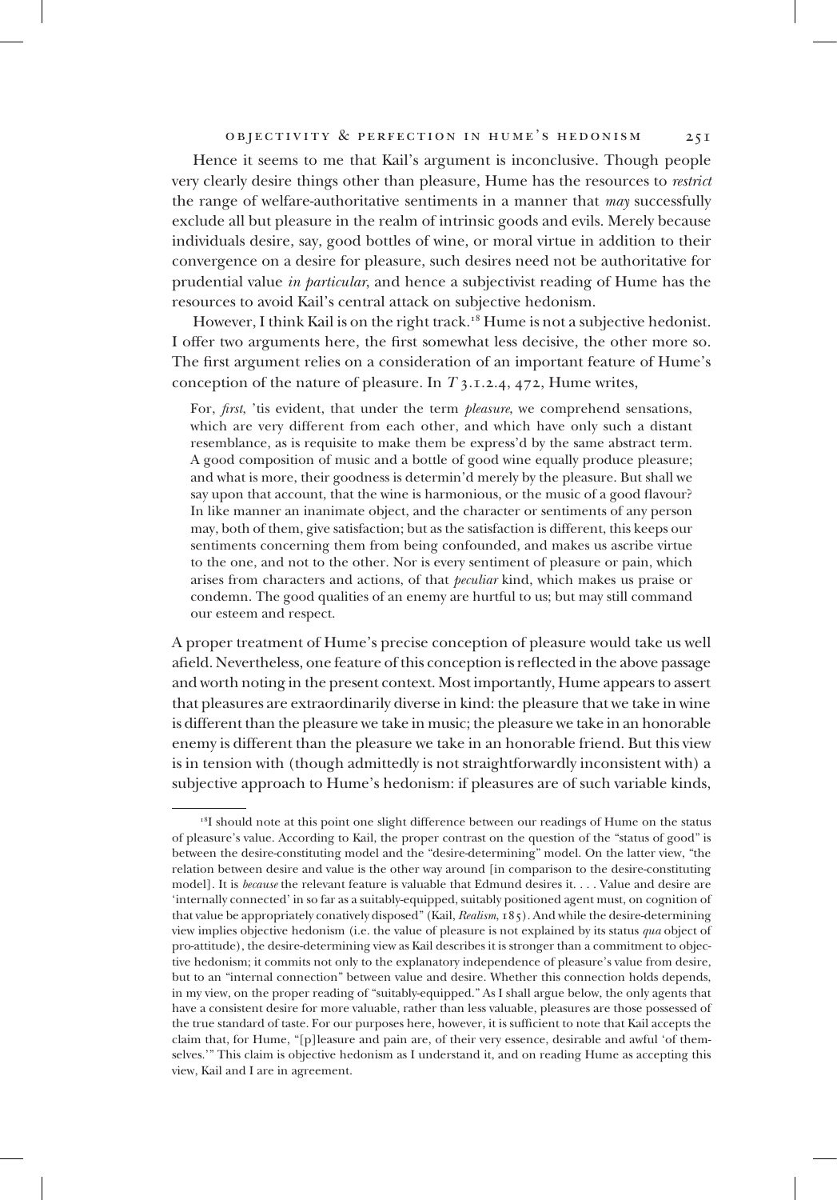Hence it seems to me that Kail's argument is inconclusive. Though people very clearly desire things other than pleasure, Hume has the resources to *restrict* the range of welfare-authoritative sentiments in a manner that *may* successfully exclude all but pleasure in the realm of intrinsic goods and evils. Merely because individuals desire, say, good bottles of wine, or moral virtue in addition to their convergence on a desire for pleasure, such desires need not be authoritative for prudential value *in particular*, and hence a subjectivist reading of Hume has the resources to avoid Kail's central attack on subjective hedonism.

However, I think Kail is on the right track.[18] Hume is not a subjective hedonist. I offer two arguments here, the first somewhat less decisive, the other more so. The first argument relies on a consideration of an important feature of Hume's conception of the nature of pleasure. In *T* 3.1.2.4, 472, Hume writes,

> For, *first*, 'tis evident, that under the term *pleasure*, we comprehend sensations, which are very different from each other, and which have only such a distant resemblance, as is requisite to make them be express'd by the same abstract term. A good composition of music and a bottle of good wine equally produce pleasure; and what is more, their goodness is determin'd merely by the pleasure. But shall we say upon that account, that the wine is harmonious, or the music of a good flavour? In like manner an inanimate object, and the character or sentiments of any person may, both of them, give satisfaction; but as the satisfaction is different, this keeps our sentiments concerning them from being confounded, and makes us ascribe virtue to the one, and not to the other. Nor is every sentiment of pleasure or pain, which arises from characters and actions, of that *peculiar* kind, which makes us praise or condemn. The good qualities of an enemy are hurtful to us; but may still command our esteem and respect.

A proper treatment of Hume's precise conception of pleasure would take us well afield. Nevertheless, one feature of this conception is reflected in the above passage and worth noting in the present context. Most importantly, Hume appears to assert that pleasures are extraordinarily diverse in kind: the pleasure that we take in wine is different than the pleasure we take in music; the pleasure we take in an honorable enemy is different than the pleasure we take in an honorable friend. But this view is in tension with (though admittedly is not straightforwardly inconsistent with) a subjective approach to Hume's hedonism: if pleasures are of such variable kinds,

---

[18] I should note at this point one slight difference between our readings of Hume on the status of pleasure's value. According to Kail, the proper contrast on the question of the "status of good" is between the desire-constituting model and the "desire-determining" model. On the latter view, "the relation between desire and value is the other way around [in comparison to the desire-constituting model]. It is *because* the relevant feature is valuable that Edmund desires it. . . . Value and desire are 'internally connected' in so far as a suitably-equipped, suitably positioned agent must, on cognition of that value be appropriately conatively disposed" (Kail, *Realism*, 185). And while the desire-determining view implies objective hedonism (i.e. the value of pleasure is not explained by its status *qua* object of pro-attitude), the desire-determining view as Kail describes it is stronger than a commitment to objective hedonism; it commits not only to the explanatory independence of pleasure's value from desire, but to an "internal connection" between value and desire. Whether this connection holds depends, in my view, on the proper reading of "suitably-equipped." As I shall argue below, the only agents that have a consistent desire for more valuable, rather than less valuable, pleasures are those possessed of the true standard of taste. For our purposes here, however, it is sufficient to note that Kail accepts the claim that, for Hume, "[p]leasure and pain are, of their very essence, desirable and awful 'of themselves.'" This claim is objective hedonism as I understand it, and on reading Hume as accepting this view, Kail and I are in agreement.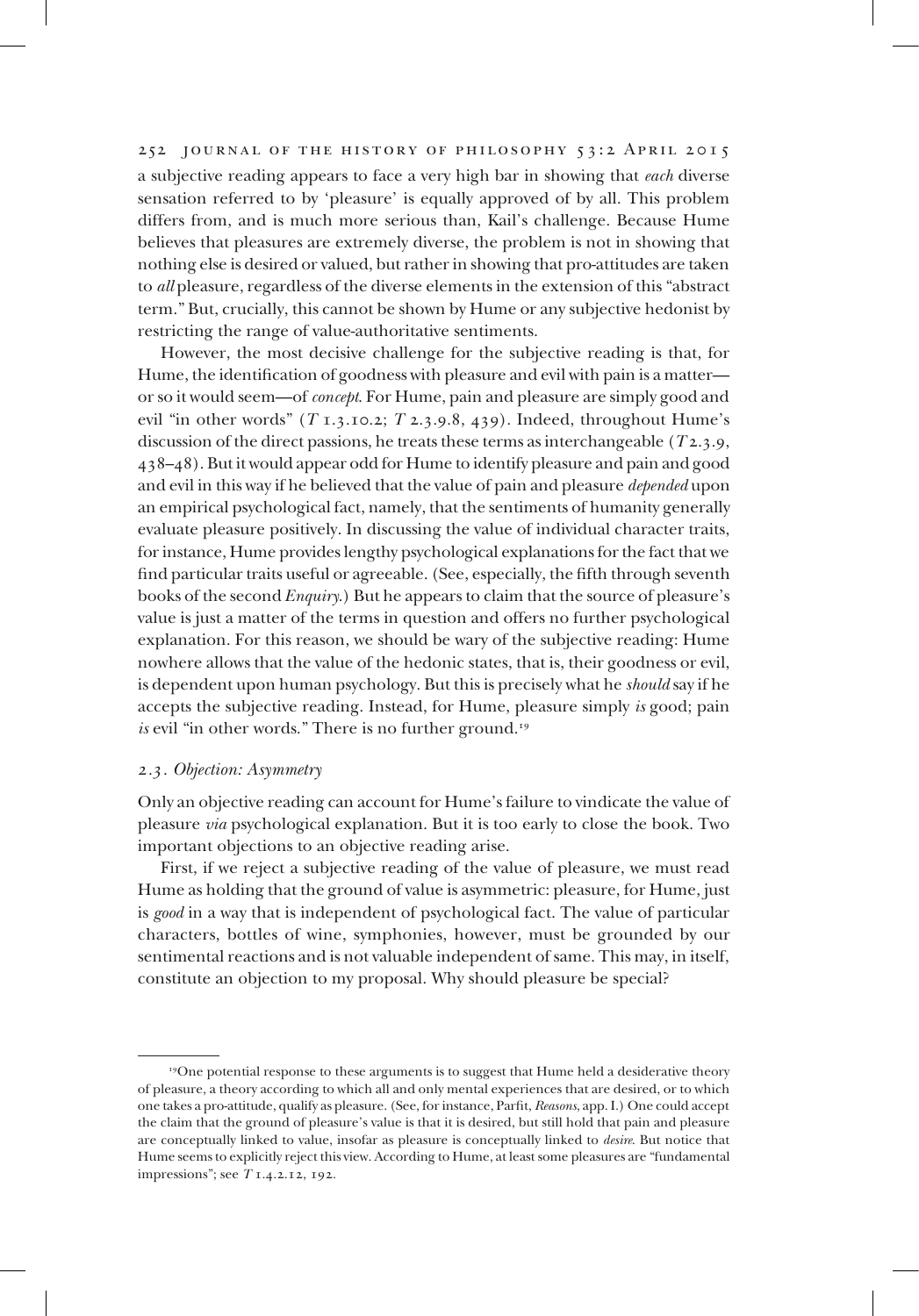a subjective reading appears to face a very high bar in showing that *each* diverse sensation referred to by 'pleasure' is equally approved of by all. This problem differs from, and is much more serious than, Kail's challenge. Because Hume believes that pleasures are extremely diverse, the problem is not in showing that nothing else is desired or valued, but rather in showing that pro-attitudes are taken to *all* pleasure, regardless of the diverse elements in the extension of this "abstract term." But, crucially, this cannot be shown by Hume or any subjective hedonist by restricting the range of value-authoritative sentiments.

However, the most decisive challenge for the subjective reading is that, for Hume, the identification of goodness with pleasure and evil with pain is a matter—or so it would seem—of *concept*. For Hume, pain and pleasure are simply good and evil "in other words" (*T* 1.3.10.2; *T* 2.3.9.8, 439). Indeed, throughout Hume's discussion of the direct passions, he treats these terms as interchangeable (*T* 2.3.9, 438–48). But it would appear odd for Hume to identify pleasure and pain and good and evil in this way if he believed that the value of pain and pleasure *depended* upon an empirical psychological fact, namely, that the sentiments of humanity generally evaluate pleasure positively. In discussing the value of individual character traits, for instance, Hume provides lengthy psychological explanations for the fact that we find particular traits useful or agreeable. (See, especially, the fifth through seventh books of the second *Enquiry*.) But he appears to claim that the source of pleasure's value is just a matter of the terms in question and offers no further psychological explanation. For this reason, we should be wary of the subjective reading: Hume nowhere allows that the value of the hedonic states, that is, their goodness or evil, is dependent upon human psychology. But this is precisely what he *should* say if he accepts the subjective reading. Instead, for Hume, pleasure simply *is* good; pain *is* evil "in other words." There is no further ground.[19]

### 2.3. *Objection: Asymmetry*

Only an objective reading can account for Hume's failure to vindicate the value of pleasure *via* psychological explanation. But it is too early to close the book. Two important objections to an objective reading arise.

First, if we reject a subjective reading of the value of pleasure, we must read Hume as holding that the ground of value is asymmetric: pleasure, for Hume, just is *good* in a way that is independent of psychological fact. The value of particular characters, bottles of wine, symphonies, however, must be grounded by our sentimental reactions and is not valuable independent of same. This may, in itself, constitute an objection to my proposal. Why should pleasure be special?

---

[19]One potential response to these arguments is to suggest that Hume held a desiderative theory of pleasure, a theory according to which all and only mental experiences that are desired, or to which one takes a pro-attitude, qualify as pleasure. (See, for instance, Parfit, *Reasons*, app. I.) One could accept the claim that the ground of pleasure's value is that it is desired, but still hold that pain and pleasure are conceptually linked to value, insofar as pleasure is conceptually linked to *desire*. But notice that Hume seems to explicitly reject this view. According to Hume, at least some pleasures are "fundamental impressions"; see *T* 1.4.2.12, 192.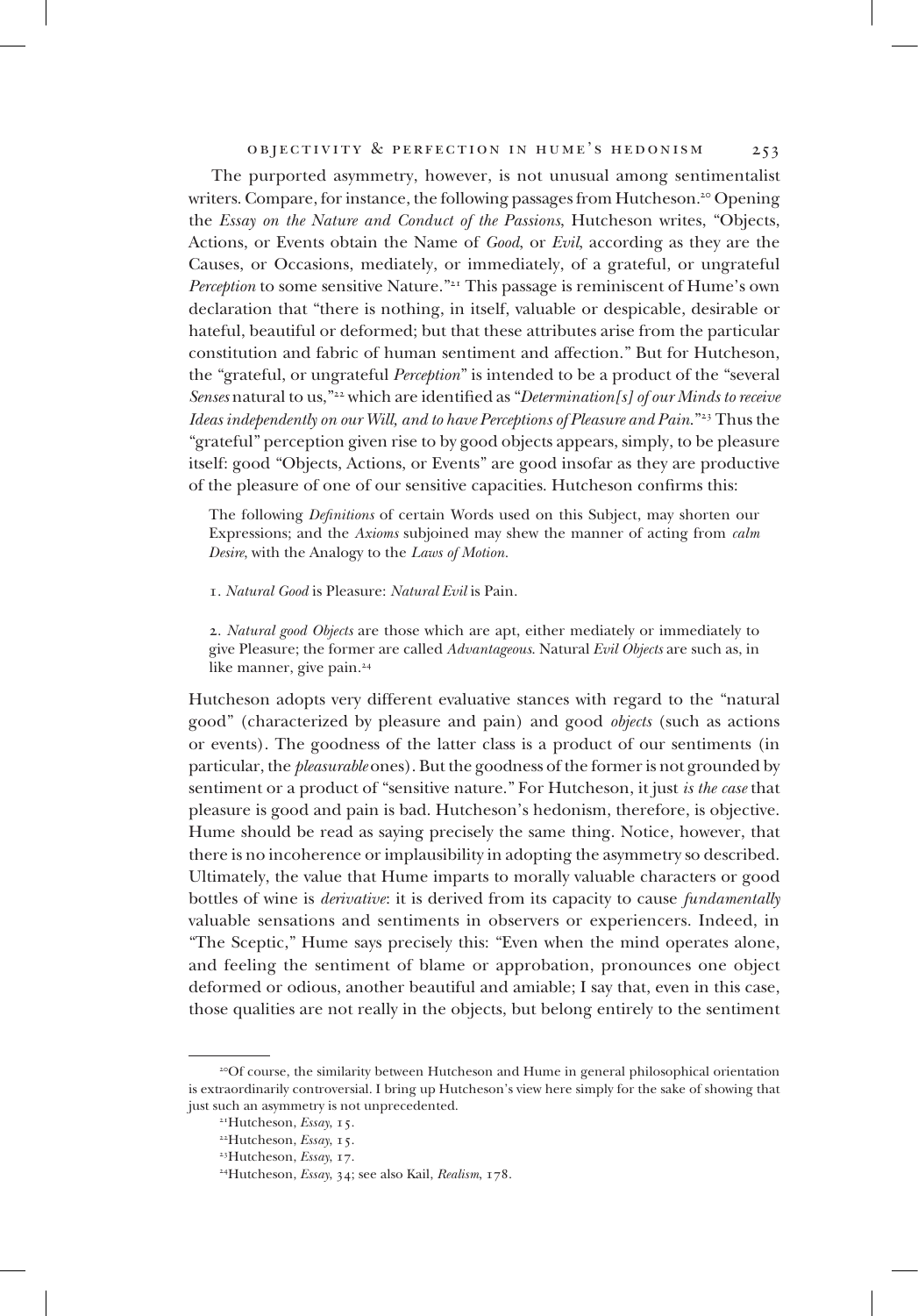The purported asymmetry, however, is not unusual among sentimentalist writers. Compare, for instance, the following passages from Hutcheson.[20] Opening the *Essay on the Nature and Conduct of the Passions*, Hutcheson writes, "Objects, Actions, or Events obtain the Name of *Good*, or *Evil*, according as they are the Causes, or Occasions, mediately, or immediately, of a grateful, or ungrateful *Perception* to some sensitive Nature."[21] This passage is reminiscent of Hume's own declaration that "there is nothing, in itself, valuable or despicable, desirable or hateful, beautiful or deformed; but that these attributes arise from the particular constitution and fabric of human sentiment and affection." But for Hutcheson, the "grateful, or ungrateful *Perception*" is intended to be a product of the "several *Senses* natural to us,"[22] which are identified as "*Determination[s] of our Minds to receive Ideas independently on our Will, and to have Perceptions of Pleasure and Pain.*"[23] Thus the "grateful" perception given rise to by good objects appears, simply, to be pleasure itself: good "Objects, Actions, or Events" are good insofar as they are productive of the pleasure of one of our sensitive capacities. Hutcheson confirms this:

> The following *Definitions* of certain Words used on this Subject, may shorten our Expressions; and the *Axioms* subjoined may shew the manner of acting from *calm Desire*, with the Analogy to the *Laws of Motion*.
>
> 1. *Natural Good* is Pleasure: *Natural Evil* is Pain.
>
> 2. *Natural good Objects* are those which are apt, either mediately or immediately to give Pleasure; the former are called *Advantageous*. Natural *Evil Objects* are such as, in like manner, give pain.[24]

Hutcheson adopts very different evaluative stances with regard to the "natural good" (characterized by pleasure and pain) and good *objects* (such as actions or events). The goodness of the latter class is a product of our sentiments (in particular, the *pleasurable* ones). But the goodness of the former is not grounded by sentiment or a product of "sensitive nature." For Hutcheson, it just *is the case* that pleasure is good and pain is bad. Hutcheson's hedonism, therefore, is objective. Hume should be read as saying precisely the same thing. Notice, however, that there is no incoherence or implausibility in adopting the asymmetry so described. Ultimately, the value that Hume imparts to morally valuable characters or good bottles of wine is *derivative*: it is derived from its capacity to cause *fundamentally* valuable sensations and sentiments in observers or experiencers. Indeed, in "The Sceptic," Hume says precisely this: "Even when the mind operates alone, and feeling the sentiment of blame or approbation, pronounces one object deformed or odious, another beautiful and amiable; I say that, even in this case, those qualities are not really in the objects, but belong entirely to the sentiment

---

[20] Of course, the similarity between Hutcheson and Hume in general philosophical orientation is extraordinarily controversial. I bring up Hutcheson's view here simply for the sake of showing that just such an asymmetry is not unprecedented.

[21] Hutcheson, *Essay*, 15.

[22] Hutcheson, *Essay*, 15.

[23] Hutcheson, *Essay*, 17.

[24] Hutcheson, *Essay*, 34; see also Kail, *Realism*, 178.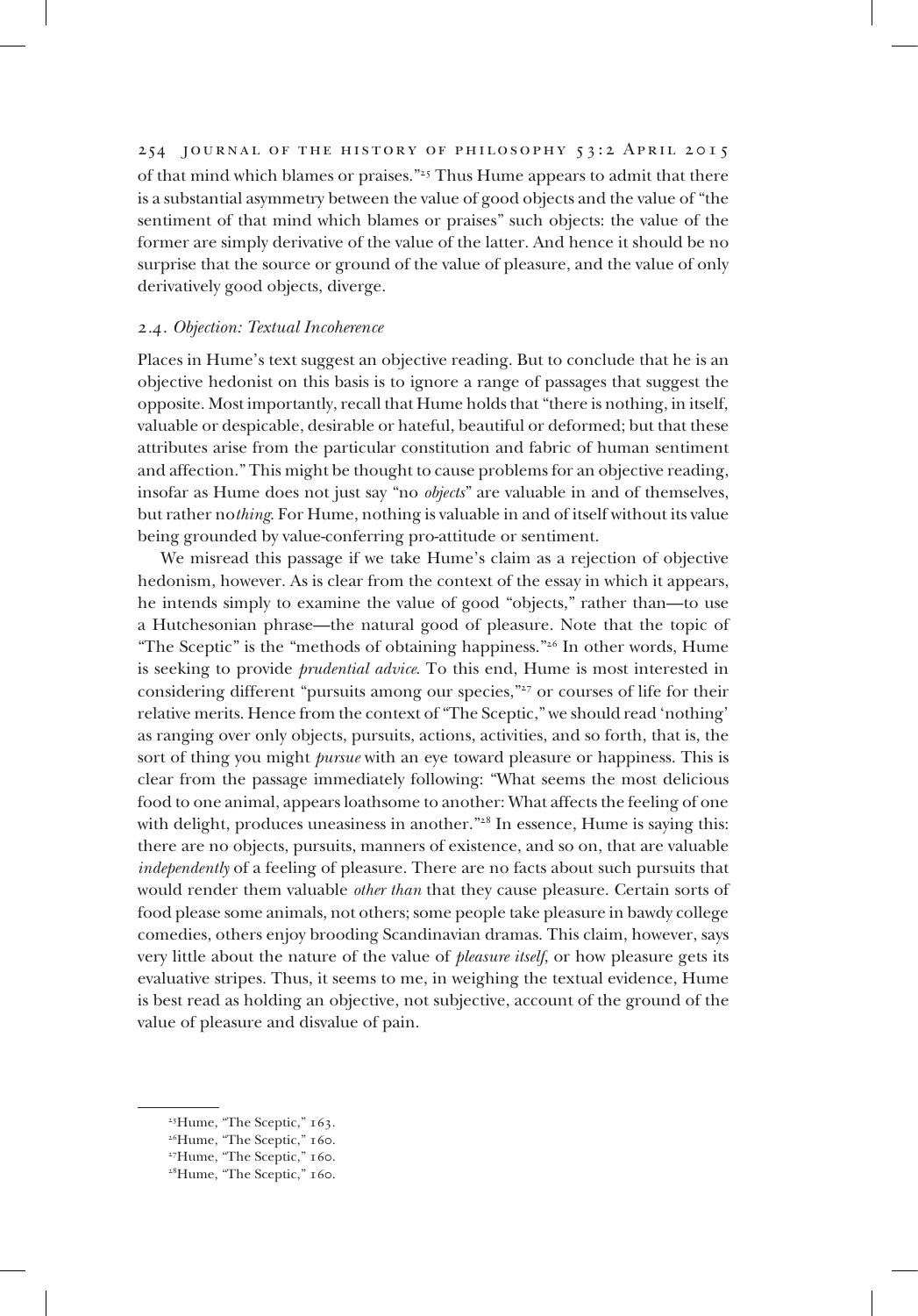of that mind which blames or praises."[25] Thus Hume appears to admit that there is a substantial asymmetry between the value of good objects and the value of "the sentiment of that mind which blames or praises" such objects: the value of the former are simply derivative of the value of the latter. And hence it should be no surprise that the source or ground of the value of pleasure, and the value of only derivatively good objects, diverge.

### 2.4. *Objection: Textual Incoherence*

Places in Hume's text suggest an objective reading. But to conclude that he is an objective hedonist on this basis is to ignore a range of passages that suggest the opposite. Most importantly, recall that Hume holds that "there is nothing, in itself, valuable or despicable, desirable or hateful, beautiful or deformed; but that these attributes arise from the particular constitution and fabric of human sentiment and affection." This might be thought to cause problems for an objective reading, insofar as Hume does not just say "no *objects*" are valuable in and of themselves, but rather no*thing*. For Hume, nothing is valuable in and of itself without its value being grounded by value-conferring pro-attitude or sentiment.

We misread this passage if we take Hume's claim as a rejection of objective hedonism, however. As is clear from the context of the essay in which it appears, he intends simply to examine the value of good "objects," rather than—to use a Hutchesonian phrase—the natural good of pleasure. Note that the topic of "The Sceptic" is the "methods of obtaining happiness."[26] In other words, Hume is seeking to provide *prudential advice*. To this end, Hume is most interested in considering different "pursuits among our species,"[27] or courses of life for their relative merits. Hence from the context of "The Sceptic," we should read 'nothing' as ranging over only objects, pursuits, actions, activities, and so forth, that is, the sort of thing you might *pursue* with an eye toward pleasure or happiness. This is clear from the passage immediately following: "What seems the most delicious food to one animal, appears loathsome to another: What affects the feeling of one with delight, produces uneasiness in another."[28] In essence, Hume is saying this: there are no objects, pursuits, manners of existence, and so on, that are valuable *independently* of a feeling of pleasure. There are no facts about such pursuits that would render them valuable *other than* that they cause pleasure. Certain sorts of food please some animals, not others; some people take pleasure in bawdy college comedies, others enjoy brooding Scandinavian dramas. This claim, however, says very little about the nature of the value of *pleasure itself*, or how pleasure gets its evaluative stripes. Thus, it seems to me, in weighing the textual evidence, Hume is best read as holding an objective, not subjective, account of the ground of the value of pleasure and disvalue of pain.

[25] Hume, "The Sceptic," 163.

[26] Hume, "The Sceptic," 160.

[27] Hume, "The Sceptic," 160.

[28] Hume, "The Sceptic," 160.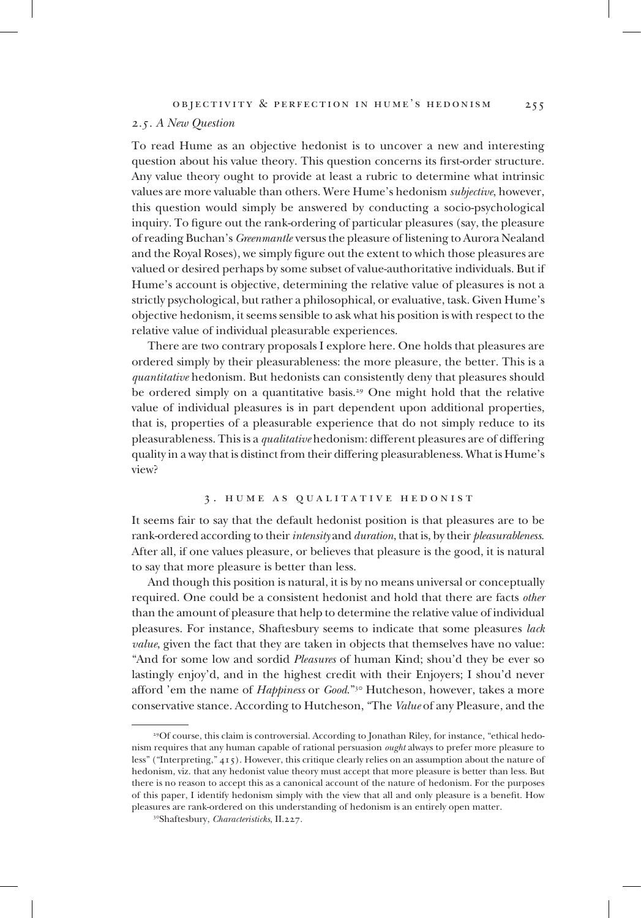### 2.5. *A New Question*

To read Hume as an objective hedonist is to uncover a new and interesting question about his value theory. This question concerns its first-order structure. Any value theory ought to provide at least a rubric to determine what intrinsic values are more valuable than others. Were Hume's hedonism *subjective*, however, this question would simply be answered by conducting a socio-psychological inquiry. To figure out the rank-ordering of particular pleasures (say, the pleasure of reading Buchan's *Greenmantle* versus the pleasure of listening to Aurora Nealand and the Royal Roses), we simply figure out the extent to which those pleasures are valued or desired perhaps by some subset of value-authoritative individuals. But if Hume's account is objective, determining the relative value of pleasures is not a strictly psychological, but rather a philosophical, or evaluative, task. Given Hume's objective hedonism, it seems sensible to ask what his position is with respect to the relative value of individual pleasurable experiences.

There are two contrary proposals I explore here. One holds that pleasures are ordered simply by their pleasurableness: the more pleasure, the better. This is a *quantitative* hedonism. But hedonists can consistently deny that pleasures should be ordered simply on a quantitative basis.[29] One might hold that the relative value of individual pleasures is in part dependent upon additional properties, that is, properties of a pleasurable experience that do not simply reduce to its pleasurableness. This is a *qualitative* hedonism: different pleasures are of differing quality in a way that is distinct from their differing pleasurableness. What is Hume's view?

## 3. Hume as Qualitative Hedonist

It seems fair to say that the default hedonist position is that pleasures are to be rank-ordered according to their *intensity* and *duration*, that is, by their *pleasurableness*. After all, if one values pleasure, or believes that pleasure is the good, it is natural to say that more pleasure is better than less.

And though this position is natural, it is by no means universal or conceptually required. One could be a consistent hedonist and hold that there are facts *other* than the amount of pleasure that help to determine the relative value of individual pleasures. For instance, Shaftesbury seems to indicate that some pleasures *lack value*, given the fact that they are taken in objects that themselves have no value: "And for some low and sordid *Pleasures* of human Kind; shou'd they be ever so lastingly enjoy'd, and in the highest credit with their Enjoyers; I shou'd never afford 'em the name of *Happiness* or *Good*."[30] Hutcheson, however, takes a more conservative stance. According to Hutcheson, "The *Value* of any Pleasure, and the

---

[29] Of course, this claim is controversial. According to Jonathan Riley, for instance, "ethical hedonism requires that any human capable of rational persuasion *ought* always to prefer more pleasure to less" ("Interpreting," 415). However, this critique clearly relies on an assumption about the nature of hedonism, viz. that any hedonist value theory must accept that more pleasure is better than less. But there is no reason to accept this as a canonical account of the nature of hedonism. For the purposes of this paper, I identify hedonism simply with the view that all and only pleasure is a benefit. How pleasures are rank-ordered on this understanding of hedonism is an entirely open matter.

[30] Shaftesbury, *Characteristicks*, II.227.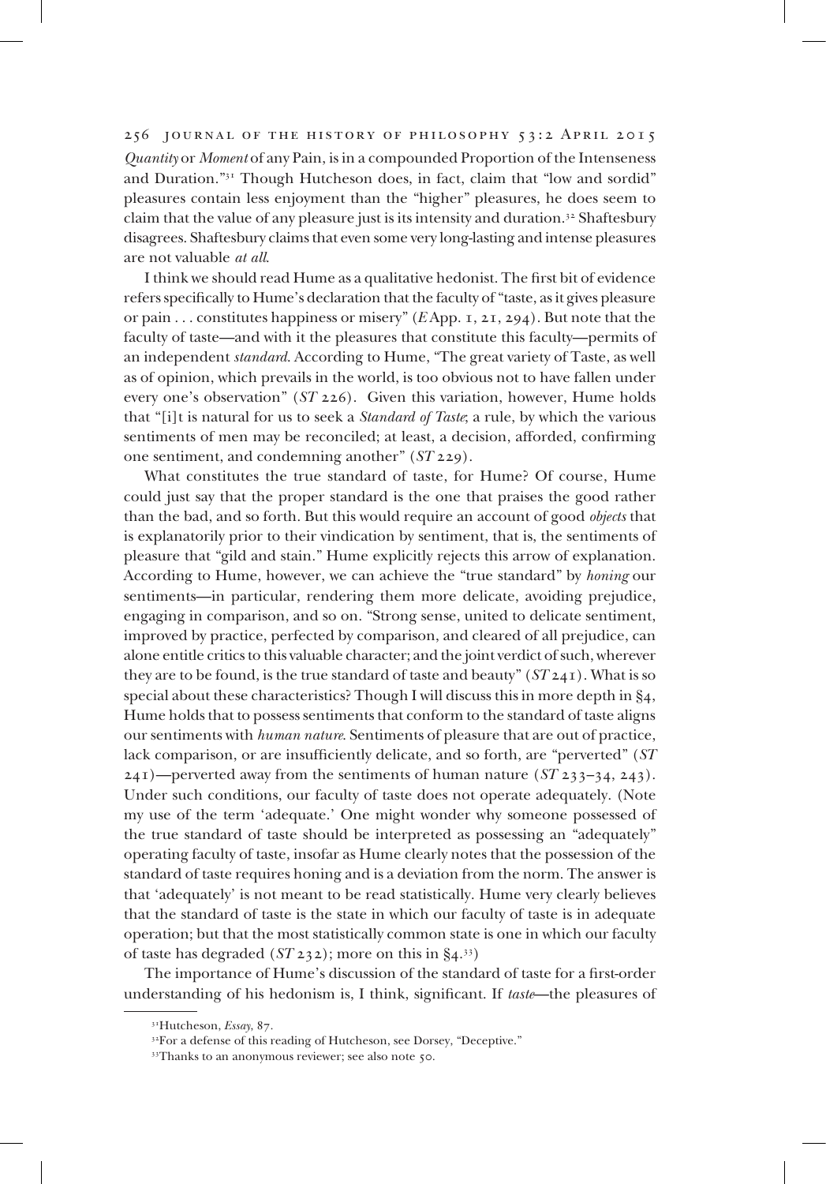*Quantity* or *Moment* of any Pain, is in a compounded Proportion of the Intenseness and Duration."[31] Though Hutcheson does, in fact, claim that "low and sordid" pleasures contain less enjoyment than the "higher" pleasures, he does seem to claim that the value of any pleasure just is its intensity and duration.[32] Shaftesbury disagrees. Shaftesbury claims that even some very long-lasting and intense pleasures are not valuable *at all*.

I think we should read Hume as a qualitative hedonist. The first bit of evidence refers specifically to Hume's declaration that the faculty of "taste, as it gives pleasure or pain . . . constitutes happiness or misery" (*E* App. 1, 21, 294). But note that the faculty of taste—and with it the pleasures that constitute this faculty—permits of an independent *standard*. According to Hume, "The great variety of Taste, as well as of opinion, which prevails in the world, is too obvious not to have fallen under every one's observation" (*ST* 226). Given this variation, however, Hume holds that "[i]t is natural for us to seek a *Standard of Taste*; a rule, by which the various sentiments of men may be reconciled; at least, a decision, afforded, confirming one sentiment, and condemning another" (*ST* 229).

What constitutes the true standard of taste, for Hume? Of course, Hume could just say that the proper standard is the one that praises the good rather than the bad, and so forth. But this would require an account of good *objects* that is explanatorily prior to their vindication by sentiment, that is, the sentiments of pleasure that "gild and stain." Hume explicitly rejects this arrow of explanation. According to Hume, however, we can achieve the "true standard" by *honing* our sentiments—in particular, rendering them more delicate, avoiding prejudice, engaging in comparison, and so on. "Strong sense, united to delicate sentiment, improved by practice, perfected by comparison, and cleared of all prejudice, can alone entitle critics to this valuable character; and the joint verdict of such, wherever they are to be found, is the true standard of taste and beauty" (*ST* 241). What is so special about these characteristics? Though I will discuss this in more depth in §4, Hume holds that to possess sentiments that conform to the standard of taste aligns our sentiments with *human nature*. Sentiments of pleasure that are out of practice, lack comparison, or are insufficiently delicate, and so forth, are "perverted" (*ST* 241)—perverted away from the sentiments of human nature (*ST* 233–34, 243). Under such conditions, our faculty of taste does not operate adequately. (Note my use of the term 'adequate.' One might wonder why someone possessed of the true standard of taste should be interpreted as possessing an "adequately" operating faculty of taste, insofar as Hume clearly notes that the possession of the standard of taste requires honing and is a deviation from the norm. The answer is that 'adequately' is not meant to be read statistically. Hume very clearly believes that the standard of taste is the state in which our faculty of taste is in adequate operation; but that the most statistically common state is one in which our faculty of taste has degraded (*ST* 232); more on this in §4.[33])

The importance of Hume's discussion of the standard of taste for a first-order understanding of his hedonism is, I think, significant. If *taste*—the pleasures of

---

[31] Hutcheson, *Essay*, 87.

[32] For a defense of this reading of Hutcheson, see Dorsey, "Deceptive."

[33] Thanks to an anonymous reviewer; see also note 50.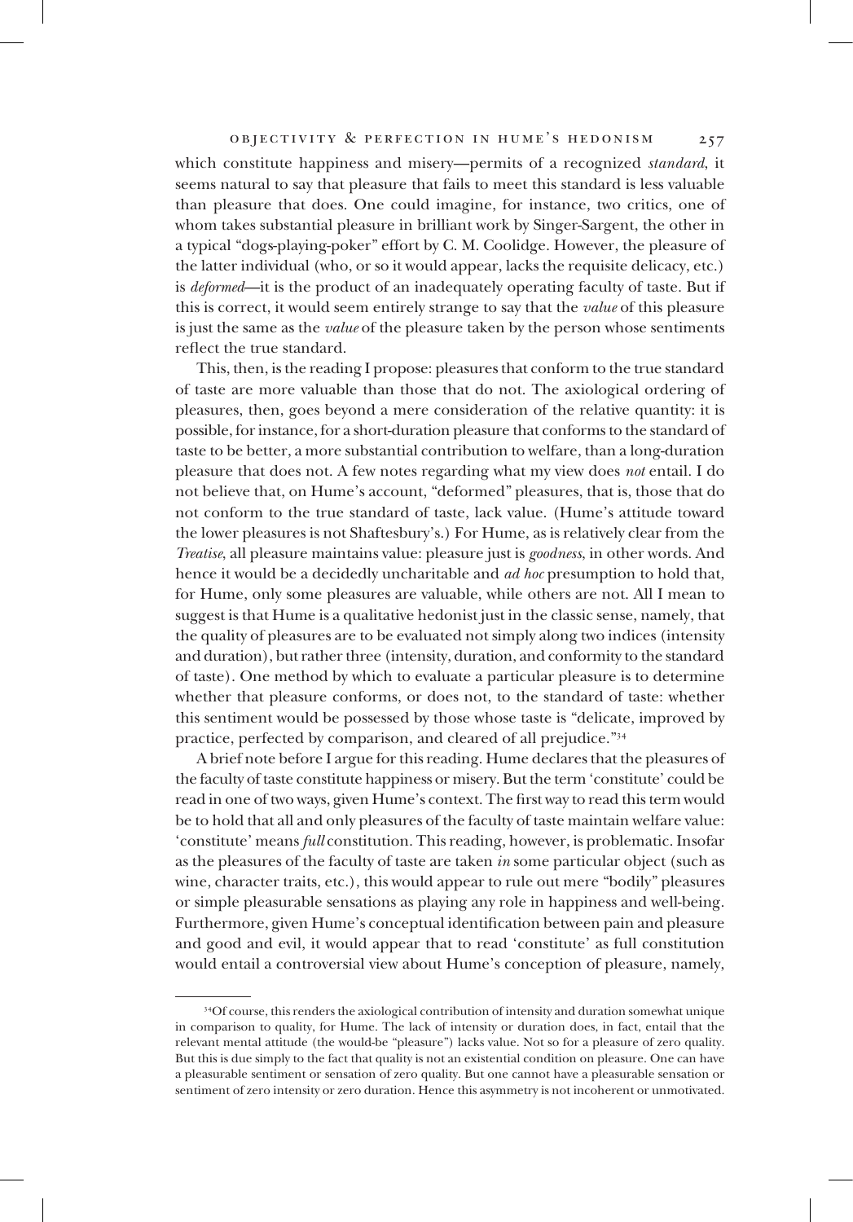which constitute happiness and misery—permits of a recognized *standard*, it seems natural to say that pleasure that fails to meet this standard is less valuable than pleasure that does. One could imagine, for instance, two critics, one of whom takes substantial pleasure in brilliant work by Singer-Sargent, the other in a typical "dogs-playing-poker" effort by C. M. Coolidge. However, the pleasure of the latter individual (who, or so it would appear, lacks the requisite delicacy, etc.) is *deformed*—it is the product of an inadequately operating faculty of taste. But if this is correct, it would seem entirely strange to say that the *value* of this pleasure is just the same as the *value* of the pleasure taken by the person whose sentiments reflect the true standard.

This, then, is the reading I propose: pleasures that conform to the true standard of taste are more valuable than those that do not. The axiological ordering of pleasures, then, goes beyond a mere consideration of the relative quantity: it is possible, for instance, for a short-duration pleasure that conforms to the standard of taste to be better, a more substantial contribution to welfare, than a long-duration pleasure that does not. A few notes regarding what my view does *not* entail. I do not believe that, on Hume's account, "deformed" pleasures, that is, those that do not conform to the true standard of taste, lack value. (Hume's attitude toward the lower pleasures is not Shaftesbury's.) For Hume, as is relatively clear from the *Treatise*, all pleasure maintains value: pleasure just is *goodness*, in other words. And hence it would be a decidedly uncharitable and *ad hoc* presumption to hold that, for Hume, only some pleasures are valuable, while others are not. All I mean to suggest is that Hume is a qualitative hedonist just in the classic sense, namely, that the quality of pleasures are to be evaluated not simply along two indices (intensity and duration), but rather three (intensity, duration, and conformity to the standard of taste). One method by which to evaluate a particular pleasure is to determine whether that pleasure conforms, or does not, to the standard of taste: whether this sentiment would be possessed by those whose taste is "delicate, improved by practice, perfected by comparison, and cleared of all prejudice."[34]

A brief note before I argue for this reading. Hume declares that the pleasures of the faculty of taste constitute happiness or misery. But the term 'constitute' could be read in one of two ways, given Hume's context. The first way to read this term would be to hold that all and only pleasures of the faculty of taste maintain welfare value: 'constitute' means *full* constitution. This reading, however, is problematic. Insofar as the pleasures of the faculty of taste are taken *in* some particular object (such as wine, character traits, etc.), this would appear to rule out mere "bodily" pleasures or simple pleasurable sensations as playing any role in happiness and well-being. Furthermore, given Hume's conceptual identification between pain and pleasure and good and evil, it would appear that to read 'constitute' as full constitution would entail a controversial view about Hume's conception of pleasure, namely,

[34]Of course, this renders the axiological contribution of intensity and duration somewhat unique in comparison to quality, for Hume. The lack of intensity or duration does, in fact, entail that the relevant mental attitude (the would-be "pleasure") lacks value. Not so for a pleasure of zero quality. But this is due simply to the fact that quality is not an existential condition on pleasure. One can have a pleasurable sentiment or sensation of zero quality. But one cannot have a pleasurable sensation or sentiment of zero intensity or zero duration. Hence this asymmetry is not incoherent or unmotivated.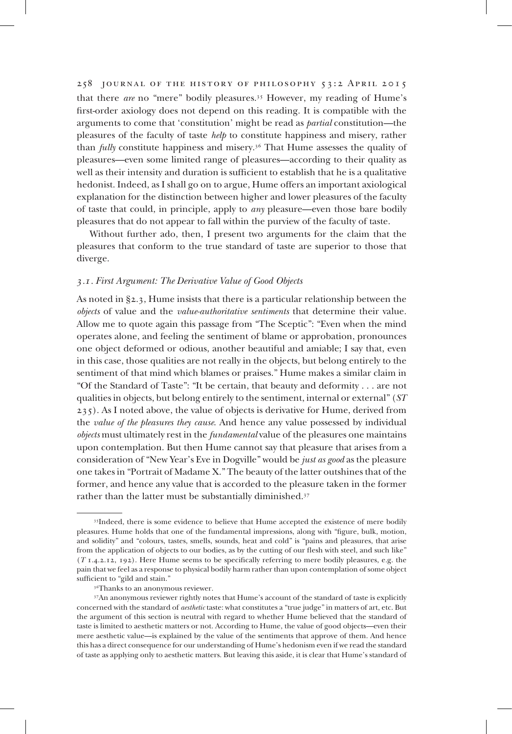that there *are* no "mere" bodily pleasures.[35] However, my reading of Hume's first-order axiology does not depend on this reading. It is compatible with the arguments to come that 'constitution' might be read as *partial* constitution—the pleasures of the faculty of taste *help* to constitute happiness and misery, rather than *fully* constitute happiness and misery.[36] That Hume assesses the quality of pleasures—even some limited range of pleasures—according to their quality as well as their intensity and duration is sufficient to establish that he is a qualitative hedonist. Indeed, as I shall go on to argue, Hume offers an important axiological explanation for the distinction between higher and lower pleasures of the faculty of taste that could, in principle, apply to *any* pleasure—even those bare bodily pleasures that do not appear to fall within the purview of the faculty of taste.

Without further ado, then, I present two arguments for the claim that the pleasures that conform to the true standard of taste are superior to those that diverge.

### *3.1. First Argument: The Derivative Value of Good Objects*

As noted in §2.3, Hume insists that there is a particular relationship between the *objects* of value and the *value-authoritative sentiments* that determine their value. Allow me to quote again this passage from "The Sceptic": "Even when the mind operates alone, and feeling the sentiment of blame or approbation, pronounces one object deformed or odious, another beautiful and amiable; I say that, even in this case, those qualities are not really in the objects, but belong entirely to the sentiment of that mind which blames or praises." Hume makes a similar claim in "Of the Standard of Taste": "It be certain, that beauty and deformity . . . are not qualities in objects, but belong entirely to the sentiment, internal or external" (*ST* 235). As I noted above, the value of objects is derivative for Hume, derived from the *value of the pleasures they cause*. And hence any value possessed by individual *objects* must ultimately rest in the *fundamental* value of the pleasures one maintains upon contemplation. But then Hume cannot say that pleasure that arises from a consideration of "New Year's Eve in Dogville" would be *just as good* as the pleasure one takes in "Portrait of Madame X." The beauty of the latter outshines that of the former, and hence any value that is accorded to the pleasure taken in the former rather than the latter must be substantially diminished.[37]

---

[35]Indeed, there is some evidence to believe that Hume accepted the existence of mere bodily pleasures. Hume holds that one of the fundamental impressions, along with "figure, bulk, motion, and solidity" and "colours, tastes, smells, sounds, heat and cold" is "pains and pleasures, that arise from the application of objects to our bodies, as by the cutting of our flesh with steel, and such like" (*T* 1.4.2.12, 192). Here Hume seems to be specifically referring to mere bodily pleasures, e.g. the pain that we feel as a response to physical bodily harm rather than upon contemplation of some object sufficient to "gild and stain."

[36]Thanks to an anonymous reviewer.

[37]An anonymous reviewer rightly notes that Hume's account of the standard of taste is explicitly concerned with the standard of *aesthetic* taste: what constitutes a "true judge" in matters of art, etc. But the argument of this section is neutral with regard to whether Hume believed that the standard of taste is limited to aesthetic matters or not. According to Hume, the value of good objects—even their mere aesthetic value—is explained by the value of the sentiments that approve of them. And hence this has a direct consequence for our understanding of Hume's hedonism even if we read the standard of taste as applying only to aesthetic matters. But leaving this aside, it is clear that Hume's standard of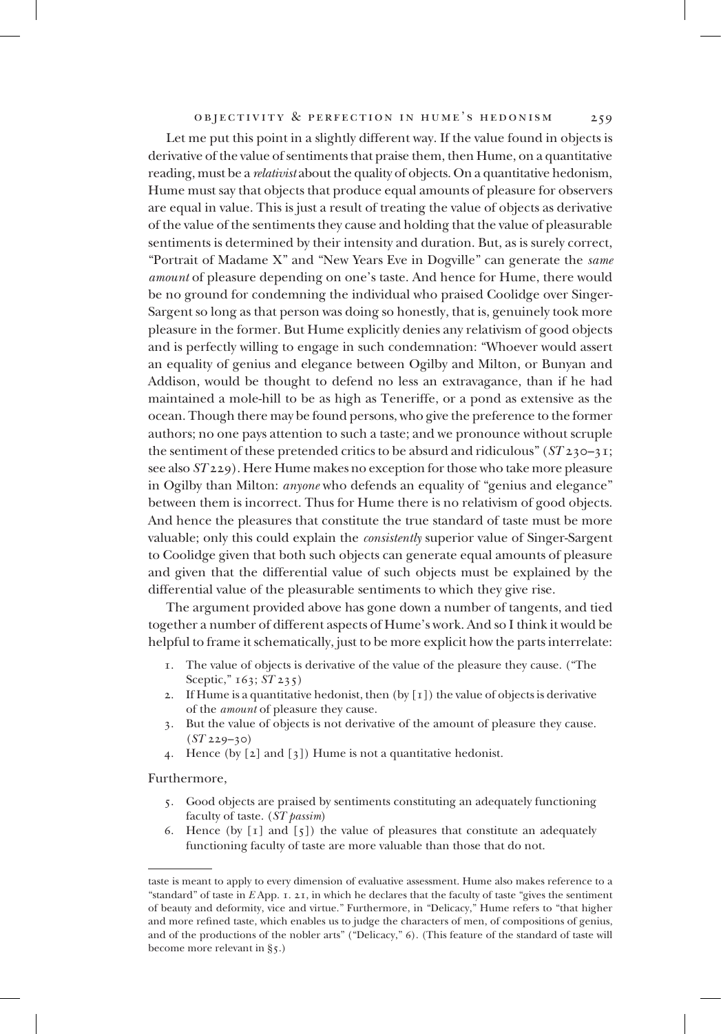Let me put this point in a slightly different way. If the value found in objects is derivative of the value of sentiments that praise them, then Hume, on a quantitative reading, must be a *relativist* about the quality of objects. On a quantitative hedonism, Hume must say that objects that produce equal amounts of pleasure for observers are equal in value. This is just a result of treating the value of objects as derivative of the value of the sentiments they cause and holding that the value of pleasurable sentiments is determined by their intensity and duration. But, as is surely correct, "Portrait of Madame X" and "New Years Eve in Dogville" can generate the *same amount* of pleasure depending on one's taste. And hence for Hume, there would be no ground for condemning the individual who praised Coolidge over Singer-Sargent so long as that person was doing so honestly, that is, genuinely took more pleasure in the former. But Hume explicitly denies any relativism of good objects and is perfectly willing to engage in such condemnation: "Whoever would assert an equality of genius and elegance between Ogilby and Milton, or Bunyan and Addison, would be thought to defend no less an extravagance, than if he had maintained a mole-hill to be as high as Teneriffe, or a pond as extensive as the ocean. Though there may be found persons, who give the preference to the former authors; no one pays attention to such a taste; and we pronounce without scruple the sentiment of these pretended critics to be absurd and ridiculous" (*ST* 230–31; see also *ST* 229). Here Hume makes no exception for those who take more pleasure in Ogilby than Milton: *anyone* who defends an equality of "genius and elegance" between them is incorrect. Thus for Hume there is no relativism of good objects. And hence the pleasures that constitute the true standard of taste must be more valuable; only this could explain the *consistently* superior value of Singer-Sargent to Coolidge given that both such objects can generate equal amounts of pleasure and given that the differential value of such objects must be explained by the differential value of the pleasurable sentiments to which they give rise.

The argument provided above has gone down a number of tangents, and tied together a number of different aspects of Hume's work. And so I think it would be helpful to frame it schematically, just to be more explicit how the parts interrelate:

1. The value of objects is derivative of the value of the pleasure they cause. ("The Sceptic," 163; *ST* 235)
2. If Hume is a quantitative hedonist, then (by [1]) the value of objects is derivative of the *amount* of pleasure they cause.
3. But the value of objects is not derivative of the amount of pleasure they cause. (*ST* 229–30)
4. Hence (by [2] and [3]) Hume is not a quantitative hedonist.

Furthermore,

5. Good objects are praised by sentiments constituting an adequately functioning faculty of taste. (*ST passim*)
6. Hence (by [1] and [5]) the value of pleasures that constitute an adequately functioning faculty of taste are more valuable than those that do not.

---

taste is meant to apply to every dimension of evaluative assessment. Hume also makes reference to a "standard" of taste in *E* App. 1. 21, in which he declares that the faculty of taste "gives the sentiment of beauty and deformity, vice and virtue." Furthermore, in "Delicacy," Hume refers to "that higher and more refined taste, which enables us to judge the characters of men, of compositions of genius, and of the productions of the nobler arts" ("Delicacy," 6). (This feature of the standard of taste will become more relevant in §5.)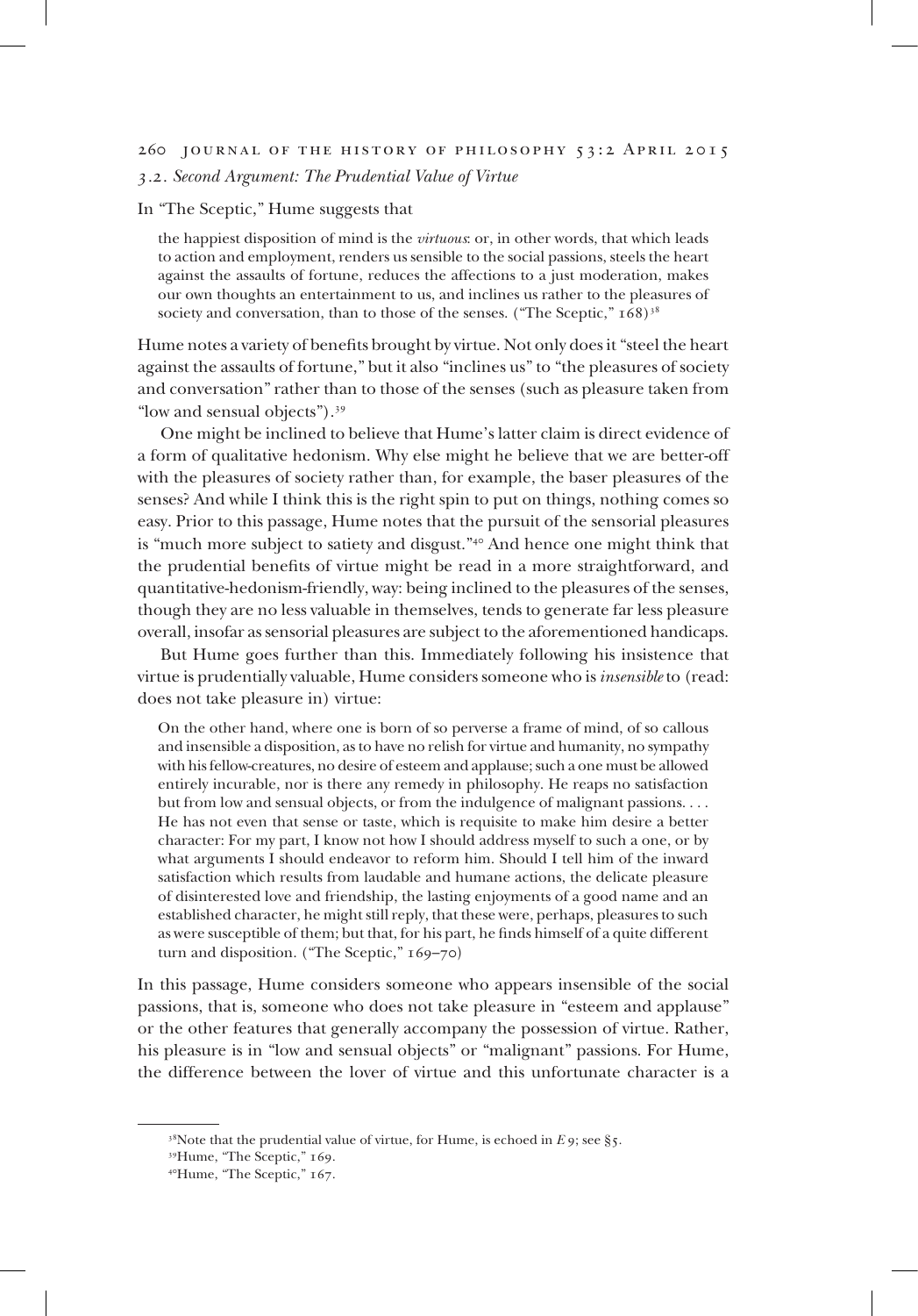### 3.2. *Second Argument: The Prudential Value of Virtue*

In "The Sceptic," Hume suggests that

> the happiest disposition of mind is the *virtuous*: or, in other words, that which leads to action and employment, renders us sensible to the social passions, steels the heart against the assaults of fortune, reduces the affections to a just moderation, makes our own thoughts an entertainment to us, and inclines us rather to the pleasures of society and conversation, than to those of the senses. ("The Sceptic," 168)[38]

Hume notes a variety of benefits brought by virtue. Not only does it "steel the heart against the assaults of fortune," but it also "inclines us" to "the pleasures of society and conversation" rather than to those of the senses (such as pleasure taken from "low and sensual objects").[39]

One might be inclined to believe that Hume's latter claim is direct evidence of a form of qualitative hedonism. Why else might he believe that we are better-off with the pleasures of society rather than, for example, the baser pleasures of the senses? And while I think this is the right spin to put on things, nothing comes so easy. Prior to this passage, Hume notes that the pursuit of the sensorial pleasures is "much more subject to satiety and disgust."[40] And hence one might think that the prudential benefits of virtue might be read in a more straightforward, and quantitative-hedonism-friendly, way: being inclined to the pleasures of the senses, though they are no less valuable in themselves, tends to generate far less pleasure overall, insofar as sensorial pleasures are subject to the aforementioned handicaps.

But Hume goes further than this. Immediately following his insistence that virtue is prudentially valuable, Hume considers someone who is *insensible* to (read: does not take pleasure in) virtue:

> On the other hand, where one is born of so perverse a frame of mind, of so callous and insensible a disposition, as to have no relish for virtue and humanity, no sympathy with his fellow-creatures, no desire of esteem and applause; such a one must be allowed entirely incurable, nor is there any remedy in philosophy. He reaps no satisfaction but from low and sensual objects, or from the indulgence of malignant passions. . . . He has not even that sense or taste, which is requisite to make him desire a better character: For my part, I know not how I should address myself to such a one, or by what arguments I should endeavor to reform him. Should I tell him of the inward satisfaction which results from laudable and humane actions, the delicate pleasure of disinterested love and friendship, the lasting enjoyments of a good name and an established character, he might still reply, that these were, perhaps, pleasures to such as were susceptible of them; but that, for his part, he finds himself of a quite different turn and disposition. ("The Sceptic," 169–70)

In this passage, Hume considers someone who appears insensible of the social passions, that is, someone who does not take pleasure in "esteem and applause" or the other features that generally accompany the possession of virtue. Rather, his pleasure is in "low and sensual objects" or "malignant" passions. For Hume, the difference between the lover of virtue and this unfortunate character is a

---

[38] Note that the prudential value of virtue, for Hume, is echoed in *E* 9; see §5.

[39] Hume, "The Sceptic," 169.

[40] Hume, "The Sceptic," 167.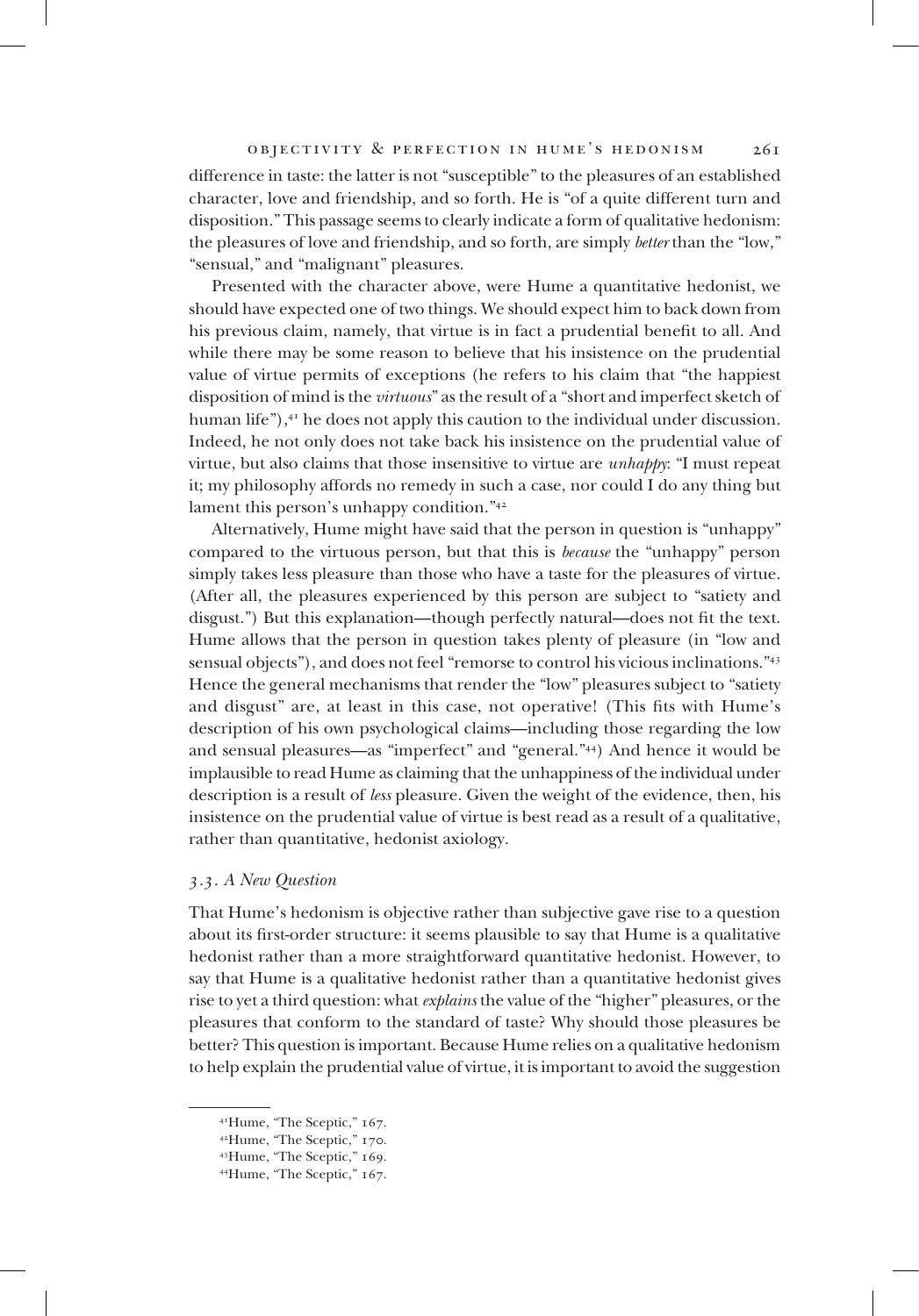difference in taste: the latter is not "susceptible" to the pleasures of an established character, love and friendship, and so forth. He is "of a quite different turn and disposition." This passage seems to clearly indicate a form of qualitative hedonism: the pleasures of love and friendship, and so forth, are simply *better* than the "low," "sensual," and "malignant" pleasures.

Presented with the character above, were Hume a quantitative hedonist, we should have expected one of two things. We should expect him to back down from his previous claim, namely, that virtue is in fact a prudential benefit to all. And while there may be some reason to believe that his insistence on the prudential value of virtue permits of exceptions (he refers to his claim that "the happiest disposition of mind is the *virtuous*" as the result of a "short and imperfect sketch of human life"),[41] he does not apply this caution to the individual under discussion. Indeed, he not only does not take back his insistence on the prudential value of virtue, but also claims that those insensitive to virtue are *unhappy*: "I must repeat it; my philosophy affords no remedy in such a case, nor could I do any thing but lament this person's unhappy condition."[42]

Alternatively, Hume might have said that the person in question is "unhappy" compared to the virtuous person, but that this is *because* the "unhappy" person simply takes less pleasure than those who have a taste for the pleasures of virtue. (After all, the pleasures experienced by this person are subject to "satiety and disgust.") But this explanation—though perfectly natural—does not fit the text. Hume allows that the person in question takes plenty of pleasure (in "low and sensual objects"), and does not feel "remorse to control his vicious inclinations."[43] Hence the general mechanisms that render the "low" pleasures subject to "satiety and disgust" are, at least in this case, not operative! (This fits with Hume's description of his own psychological claims—including those regarding the low and sensual pleasures—as "imperfect" and "general."[44]) And hence it would be implausible to read Hume as claiming that the unhappiness of the individual under description is a result of *less* pleasure. Given the weight of the evidence, then, his insistence on the prudential value of virtue is best read as a result of a qualitative, rather than quantitative, hedonist axiology.

### *3.3. A New Question*

That Hume's hedonism is objective rather than subjective gave rise to a question about its first-order structure: it seems plausible to say that Hume is a qualitative hedonist rather than a more straightforward quantitative hedonist. However, to say that Hume is a qualitative hedonist rather than a quantitative hedonist gives rise to yet a third question: what *explains* the value of the "higher" pleasures, or the pleasures that conform to the standard of taste? Why should those pleasures be better? This question is important. Because Hume relies on a qualitative hedonism to help explain the prudential value of virtue, it is important to avoid the suggestion

[41] Hume, "The Sceptic," 167.

[42] Hume, "The Sceptic," 170.

[43] Hume, "The Sceptic," 169.

[44] Hume, "The Sceptic," 167.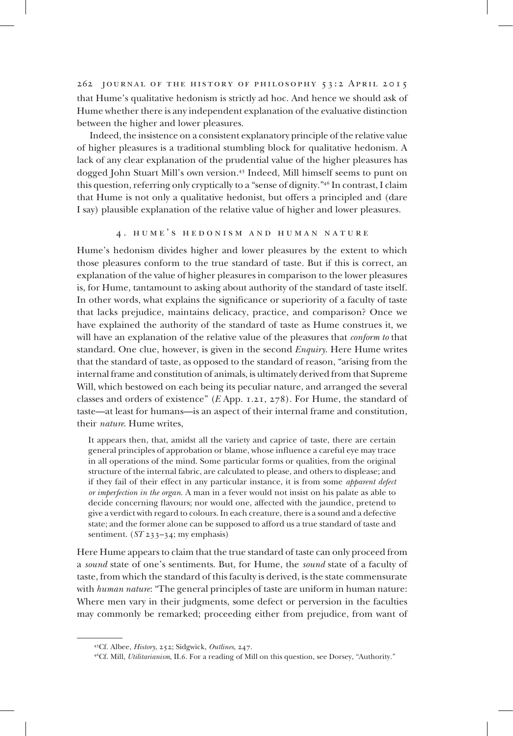that Hume's qualitative hedonism is strictly ad hoc. And hence we should ask of Hume whether there is any independent explanation of the evaluative distinction between the higher and lower pleasures.

Indeed, the insistence on a consistent explanatory principle of the relative value of higher pleasures is a traditional stumbling block for qualitative hedonism. A lack of any clear explanation of the prudential value of the higher pleasures has dogged John Stuart Mill's own version.[45] Indeed, Mill himself seems to punt on this question, referring only cryptically to a "sense of dignity."[46] In contrast, I claim that Hume is not only a qualitative hedonist, but offers a principled and (dare I say) plausible explanation of the relative value of higher and lower pleasures.

## 4. Hume's Hedonism and Human Nature

Hume's hedonism divides higher and lower pleasures by the extent to which those pleasures conform to the true standard of taste. But if this is correct, an explanation of the value of higher pleasures in comparison to the lower pleasures is, for Hume, tantamount to asking about authority of the standard of taste itself. In other words, what explains the significance or superiority of a faculty of taste that lacks prejudice, maintains delicacy, practice, and comparison? Once we have explained the authority of the standard of taste as Hume construes it, we will have an explanation of the relative value of the pleasures that *conform to* that standard. One clue, however, is given in the second *Enquiry*. Here Hume writes that the standard of taste, as opposed to the standard of reason, "arising from the internal frame and constitution of animals, is ultimately derived from that Supreme Will, which bestowed on each being its peculiar nature, and arranged the several classes and orders of existence" (*E* App. 1.21, 278). For Hume, the standard of taste—at least for humans—is an aspect of their internal frame and constitution, their *nature*. Hume writes,

> It appears then, that, amidst all the variety and caprice of taste, there are certain general principles of approbation or blame, whose influence a careful eye may trace in all operations of the mind. Some particular forms or qualities, from the original structure of the internal fabric, are calculated to please, and others to displease; and if they fail of their effect in any particular instance, it is from some *apparent defect or imperfection in the organ*. A man in a fever would not insist on his palate as able to decide concerning flavours; nor would one, affected with the jaundice, pretend to give a verdict with regard to colours. In each creature, there is a sound and a defective state; and the former alone can be supposed to afford us a true standard of taste and sentiment. (*ST* 233–34; my emphasis)

Here Hume appears to claim that the true standard of taste can only proceed from a *sound* state of one's sentiments. But, for Hume, the *sound* state of a faculty of taste, from which the standard of this faculty is derived, is the state commensurate with *human nature*: "The general principles of taste are uniform in human nature: Where men vary in their judgments, some defect or perversion in the faculties may commonly be remarked; proceeding either from prejudice, from want of

---

[45] Cf. Albee, *History*, 252; Sidgwick, *Outlines*, 247.

[46] Cf. Mill, *Utilitarianism*, II.6. For a reading of Mill on this question, see Dorsey, "Authority."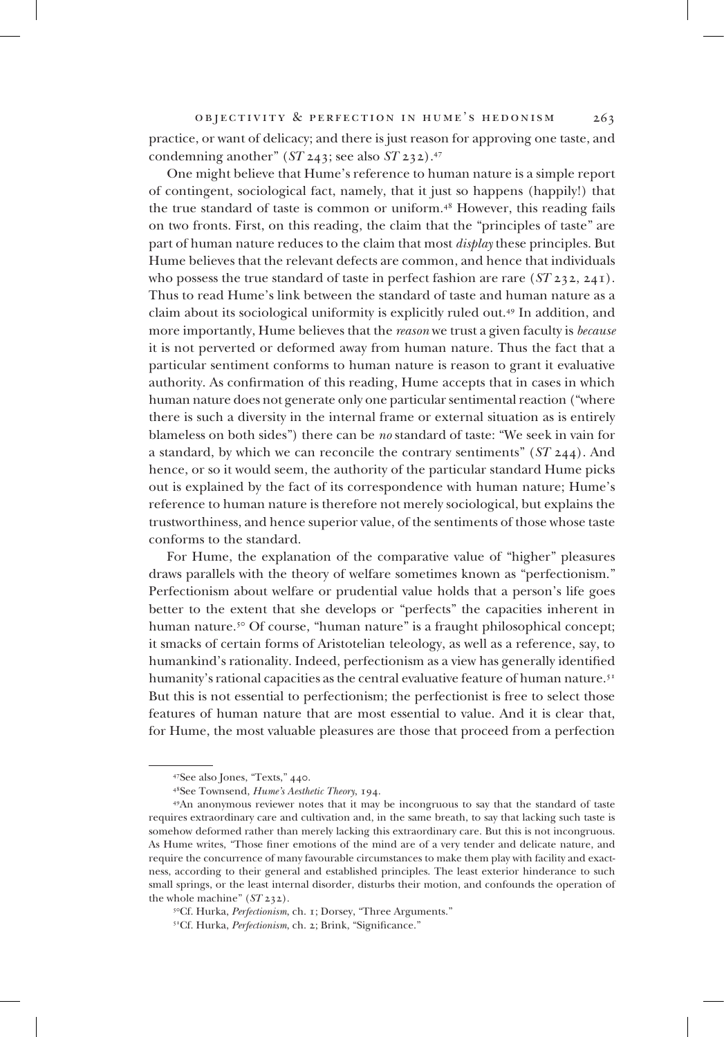practice, or want of delicacy; and there is just reason for approving one taste, and condemning another" (*ST* 243; see also *ST* 232).[47]

One might believe that Hume's reference to human nature is a simple report of contingent, sociological fact, namely, that it just so happens (happily!) that the true standard of taste is common or uniform.[48] However, this reading fails on two fronts. First, on this reading, the claim that the "principles of taste" are part of human nature reduces to the claim that most *display* these principles. But Hume believes that the relevant defects are common, and hence that individuals who possess the true standard of taste in perfect fashion are rare (*ST* 232, 241). Thus to read Hume's link between the standard of taste and human nature as a claim about its sociological uniformity is explicitly ruled out.[49] In addition, and more importantly, Hume believes that the *reason* we trust a given faculty is *because* it is not perverted or deformed away from human nature. Thus the fact that a particular sentiment conforms to human nature is reason to grant it evaluative authority. As confirmation of this reading, Hume accepts that in cases in which human nature does not generate only one particular sentimental reaction ("where there is such a diversity in the internal frame or external situation as is entirely blameless on both sides") there can be *no* standard of taste: "We seek in vain for a standard, by which we can reconcile the contrary sentiments" (*ST* 244). And hence, or so it would seem, the authority of the particular standard Hume picks out is explained by the fact of its correspondence with human nature; Hume's reference to human nature is therefore not merely sociological, but explains the trustworthiness, and hence superior value, of the sentiments of those whose taste conforms to the standard.

For Hume, the explanation of the comparative value of "higher" pleasures draws parallels with the theory of welfare sometimes known as "perfectionism." Perfectionism about welfare or prudential value holds that a person's life goes better to the extent that she develops or "perfects" the capacities inherent in human nature.[50] Of course, "human nature" is a fraught philosophical concept; it smacks of certain forms of Aristotelian teleology, as well as a reference, say, to humankind's rationality. Indeed, perfectionism as a view has generally identified humanity's rational capacities as the central evaluative feature of human nature.[51] But this is not essential to perfectionism; the perfectionist is free to select those features of human nature that are most essential to value. And it is clear that, for Hume, the most valuable pleasures are those that proceed from a perfection

---

[47]See also Jones, "Texts," 440.

[48]See Townsend, *Hume's Aesthetic Theory*, 194.

[49]An anonymous reviewer notes that it may be incongruous to say that the standard of taste requires extraordinary care and cultivation and, in the same breath, to say that lacking such taste is somehow deformed rather than merely lacking this extraordinary care. But this is not incongruous. As Hume writes, "Those finer emotions of the mind are of a very tender and delicate nature, and require the concurrence of many favourable circumstances to make them play with facility and exactness, according to their general and established principles. The least exterior hinderance to such small springs, or the least internal disorder, disturbs their motion, and confounds the operation of the whole machine" (*ST* 232).

[50]Cf. Hurka, *Perfectionism*, ch. 1; Dorsey, "Three Arguments."

[51]Cf. Hurka, *Perfectionism*, ch. 2; Brink, "Significance."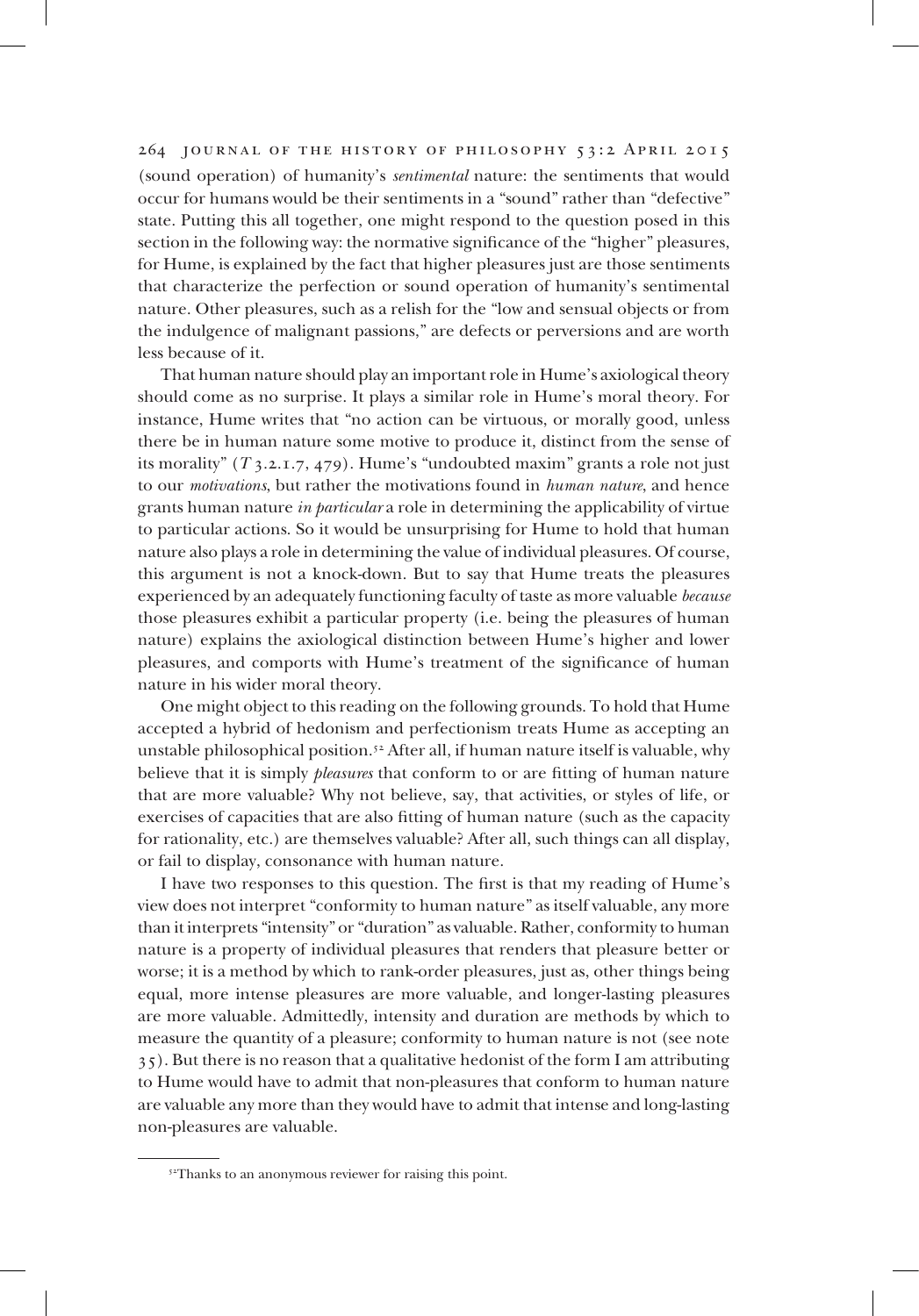(sound operation) of humanity's *sentimental* nature: the sentiments that would occur for humans would be their sentiments in a "sound" rather than "defective" state. Putting this all together, one might respond to the question posed in this section in the following way: the normative significance of the "higher" pleasures, for Hume, is explained by the fact that higher pleasures just are those sentiments that characterize the perfection or sound operation of humanity's sentimental nature. Other pleasures, such as a relish for the "low and sensual objects or from the indulgence of malignant passions," are defects or perversions and are worth less because of it.

That human nature should play an important role in Hume's axiological theory should come as no surprise. It plays a similar role in Hume's moral theory. For instance, Hume writes that "no action can be virtuous, or morally good, unless there be in human nature some motive to produce it, distinct from the sense of its morality" (*T* 3.2.1.7, 479). Hume's "undoubted maxim" grants a role not just to our *motivations*, but rather the motivations found in *human nature*, and hence grants human nature *in particular* a role in determining the applicability of virtue to particular actions. So it would be unsurprising for Hume to hold that human nature also plays a role in determining the value of individual pleasures. Of course, this argument is not a knock-down. But to say that Hume treats the pleasures experienced by an adequately functioning faculty of taste as more valuable *because* those pleasures exhibit a particular property (i.e. being the pleasures of human nature) explains the axiological distinction between Hume's higher and lower pleasures, and comports with Hume's treatment of the significance of human nature in his wider moral theory.

One might object to this reading on the following grounds. To hold that Hume accepted a hybrid of hedonism and perfectionism treats Hume as accepting an unstable philosophical position.[52] After all, if human nature itself is valuable, why believe that it is simply *pleasures* that conform to or are fitting of human nature that are more valuable? Why not believe, say, that activities, or styles of life, or exercises of capacities that are also fitting of human nature (such as the capacity for rationality, etc.) are themselves valuable? After all, such things can all display, or fail to display, consonance with human nature.

I have two responses to this question. The first is that my reading of Hume's view does not interpret "conformity to human nature" as itself valuable, any more than it interprets "intensity" or "duration" as valuable. Rather, conformity to human nature is a property of individual pleasures that renders that pleasure better or worse; it is a method by which to rank-order pleasures, just as, other things being equal, more intense pleasures are more valuable, and longer-lasting pleasures are more valuable. Admittedly, intensity and duration are methods by which to measure the quantity of a pleasure; conformity to human nature is not (see note 35). But there is no reason that a qualitative hedonist of the form I am attributing to Hume would have to admit that non-pleasures that conform to human nature are valuable any more than they would have to admit that intense and long-lasting non-pleasures are valuable.

[52] Thanks to an anonymous reviewer for raising this point.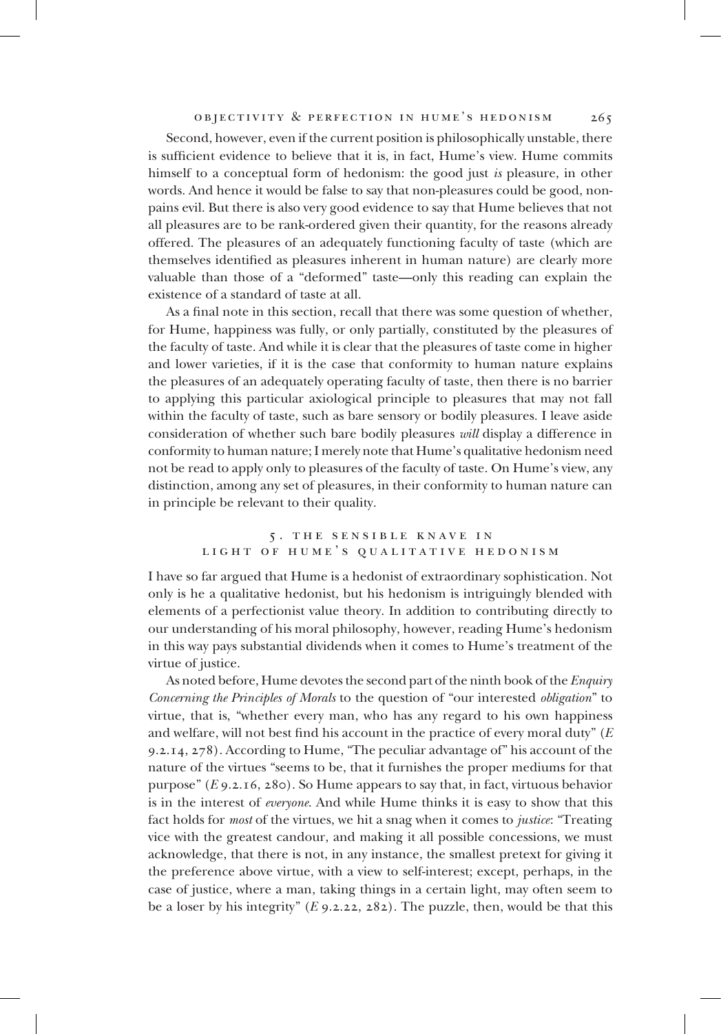Second, however, even if the current position is philosophically unstable, there is sufficient evidence to believe that it is, in fact, Hume's view. Hume commits himself to a conceptual form of hedonism: the good just *is* pleasure, in other words. And hence it would be false to say that non-pleasures could be good, non-pains evil. But there is also very good evidence to say that Hume believes that not all pleasures are to be rank-ordered given their quantity, for the reasons already offered. The pleasures of an adequately functioning faculty of taste (which are themselves identified as pleasures inherent in human nature) are clearly more valuable than those of a "deformed" taste—only this reading can explain the existence of a standard of taste at all.

As a final note in this section, recall that there was some question of whether, for Hume, happiness was fully, or only partially, constituted by the pleasures of the faculty of taste. And while it is clear that the pleasures of taste come in higher and lower varieties, if it is the case that conformity to human nature explains the pleasures of an adequately operating faculty of taste, then there is no barrier to applying this particular axiological principle to pleasures that may not fall within the faculty of taste, such as bare sensory or bodily pleasures. I leave aside consideration of whether such bare bodily pleasures *will* display a difference in conformity to human nature; I merely note that Hume's qualitative hedonism need not be read to apply only to pleasures of the faculty of taste. On Hume's view, any distinction, among any set of pleasures, in their conformity to human nature can in principle be relevant to their quality.

## 5. The Sensible Knave in Light of Hume's Qualitative Hedonism

I have so far argued that Hume is a hedonist of extraordinary sophistication. Not only is he a qualitative hedonist, but his hedonism is intriguingly blended with elements of a perfectionist value theory. In addition to contributing directly to our understanding of his moral philosophy, however, reading Hume's hedonism in this way pays substantial dividends when it comes to Hume's treatment of the virtue of justice.

As noted before, Hume devotes the second part of the ninth book of the *Enquiry Concerning the Principles of Morals* to the question of "our interested *obligation*" to virtue, that is, "whether every man, who has any regard to his own happiness and welfare, will not best find his account in the practice of every moral duty" (*E* 9.2.14, 278). According to Hume, "The peculiar advantage of" his account of the nature of the virtues "seems to be, that it furnishes the proper mediums for that purpose" (*E* 9.2.16, 280). So Hume appears to say that, in fact, virtuous behavior is in the interest of *everyone*. And while Hume thinks it is easy to show that this fact holds for *most* of the virtues, we hit a snag when it comes to *justice*: "Treating vice with the greatest candour, and making it all possible concessions, we must acknowledge, that there is not, in any instance, the smallest pretext for giving it the preference above virtue, with a view to self-interest; except, perhaps, in the case of justice, where a man, taking things in a certain light, may often seem to be a loser by his integrity" (*E* 9.2.22, 282). The puzzle, then, would be that this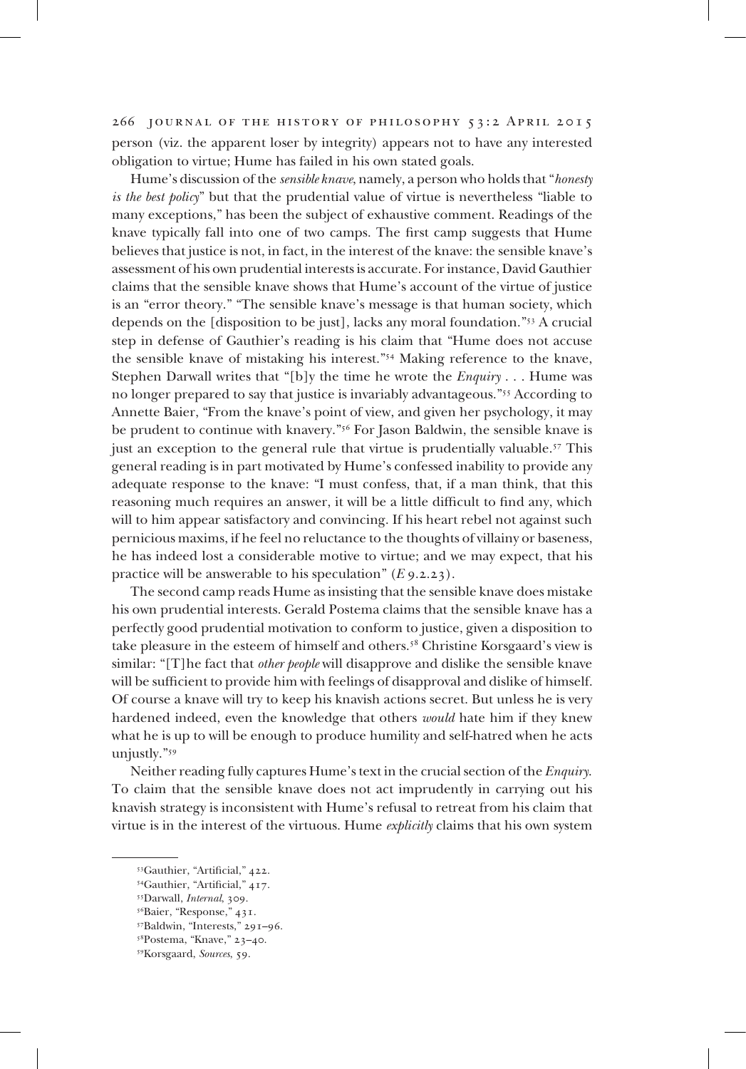person (viz. the apparent loser by integrity) appears not to have any interested obligation to virtue; Hume has failed in his own stated goals.

Hume's discussion of the *sensible knave*, namely, a person who holds that "*honesty is the best policy*" but that the prudential value of virtue is nevertheless "liable to many exceptions," has been the subject of exhaustive comment. Readings of the knave typically fall into one of two camps. The first camp suggests that Hume believes that justice is not, in fact, in the interest of the knave: the sensible knave's assessment of his own prudential interests is accurate. For instance, David Gauthier claims that the sensible knave shows that Hume's account of the virtue of justice is an "error theory." "The sensible knave's message is that human society, which depends on the [disposition to be just], lacks any moral foundation."[53] A crucial step in defense of Gauthier's reading is his claim that "Hume does not accuse the sensible knave of mistaking his interest."[54] Making reference to the knave, Stephen Darwall writes that "[b]y the time he wrote the *Enquiry* . . . Hume was no longer prepared to say that justice is invariably advantageous."[55] According to Annette Baier, "From the knave's point of view, and given her psychology, it may be prudent to continue with knavery."[56] For Jason Baldwin, the sensible knave is just an exception to the general rule that virtue is prudentially valuable.[57] This general reading is in part motivated by Hume's confessed inability to provide any adequate response to the knave: "I must confess, that, if a man think, that this reasoning much requires an answer, it will be a little difficult to find any, which will to him appear satisfactory and convincing. If his heart rebel not against such pernicious maxims, if he feel no reluctance to the thoughts of villainy or baseness, he has indeed lost a considerable motive to virtue; and we may expect, that his practice will be answerable to his speculation" (*E* 9.2.23).

The second camp reads Hume as insisting that the sensible knave does mistake his own prudential interests. Gerald Postema claims that the sensible knave has a perfectly good prudential motivation to conform to justice, given a disposition to take pleasure in the esteem of himself and others.[58] Christine Korsgaard's view is similar: "[T]he fact that *other people* will disapprove and dislike the sensible knave will be sufficient to provide him with feelings of disapproval and dislike of himself. Of course a knave will try to keep his knavish actions secret. But unless he is very hardened indeed, even the knowledge that others *would* hate him if they knew what he is up to will be enough to produce humility and self-hatred when he acts unjustly."[59]

Neither reading fully captures Hume's text in the crucial section of the *Enquiry*. To claim that the sensible knave does not act imprudently in carrying out his knavish strategy is inconsistent with Hume's refusal to retreat from his claim that virtue is in the interest of the virtuous. Hume *explicitly* claims that his own system

---

[53] Gauthier, "Artificial," 422.

[54] Gauthier, "Artificial," 417.

[55] Darwall, *Internal*, 309.

[56] Baier, "Response," 431.

[57] Baldwin, "Interests," 291–96.

[58] Postema, "Knave," 23–40.

[59] Korsgaard, *Sources*, 59.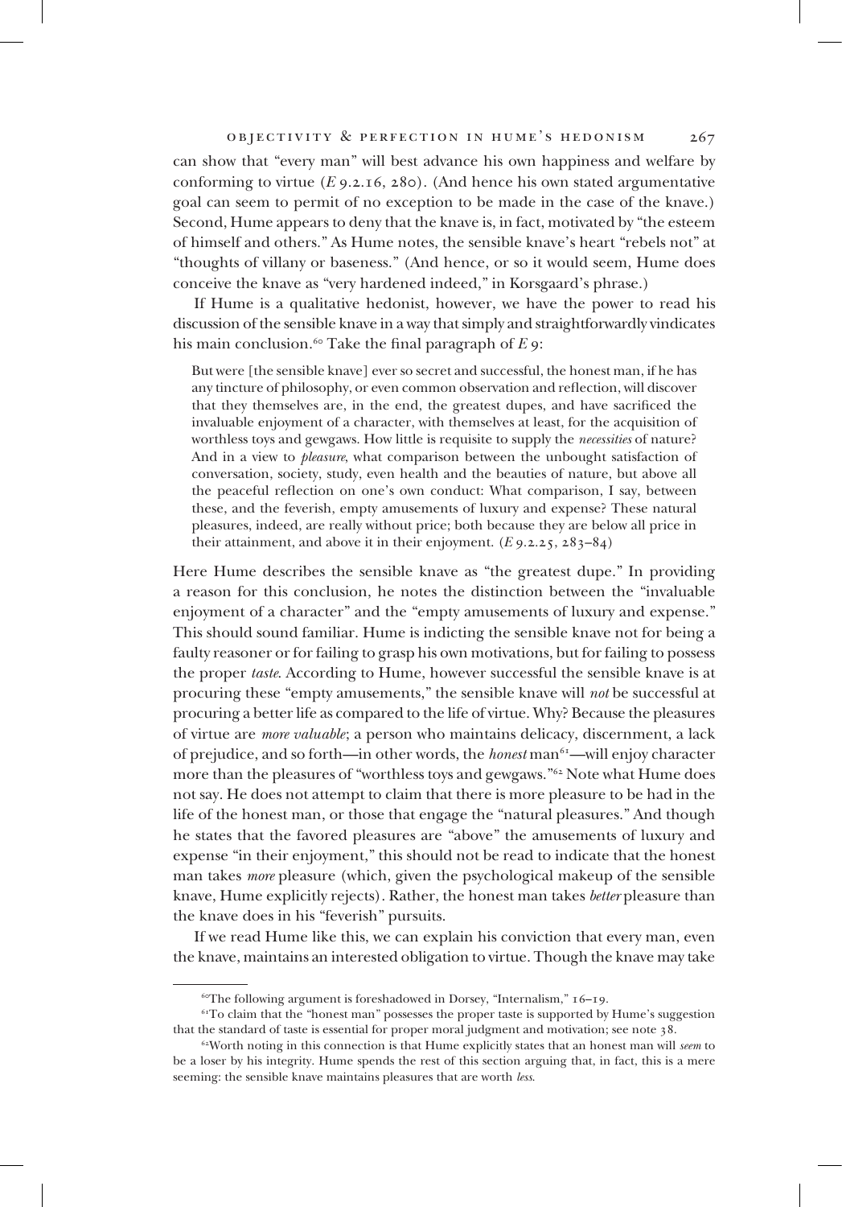can show that "every man" will best advance his own happiness and welfare by conforming to virtue (*E* 9.2.16, 280). (And hence his own stated argumentative goal can seem to permit of no exception to be made in the case of the knave.) Second, Hume appears to deny that the knave is, in fact, motivated by "the esteem of himself and others." As Hume notes, the sensible knave's heart "rebels not" at "thoughts of villany or baseness." (And hence, or so it would seem, Hume does conceive the knave as "very hardened indeed," in Korsgaard's phrase.)

If Hume is a qualitative hedonist, however, we have the power to read his discussion of the sensible knave in a way that simply and straightforwardly vindicates his main conclusion.[60] Take the final paragraph of *E* 9:

> But were [the sensible knave] ever so secret and successful, the honest man, if he has any tincture of philosophy, or even common observation and reflection, will discover that they themselves are, in the end, the greatest dupes, and have sacrificed the invaluable enjoyment of a character, with themselves at least, for the acquisition of worthless toys and gewgaws. How little is requisite to supply the *necessities* of nature? And in a view to *pleasure*, what comparison between the unbought satisfaction of conversation, society, study, even health and the beauties of nature, but above all the peaceful reflection on one's own conduct: What comparison, I say, between these, and the feverish, empty amusements of luxury and expense? These natural pleasures, indeed, are really without price; both because they are below all price in their attainment, and above it in their enjoyment. (*E* 9.2.25, 283–84)

Here Hume describes the sensible knave as "the greatest dupe." In providing a reason for this conclusion, he notes the distinction between the "invaluable enjoyment of a character" and the "empty amusements of luxury and expense." This should sound familiar. Hume is indicting the sensible knave not for being a faulty reasoner or for failing to grasp his own motivations, but for failing to possess the proper *taste*. According to Hume, however successful the sensible knave is at procuring these "empty amusements," the sensible knave will *not* be successful at procuring a better life as compared to the life of virtue. Why? Because the pleasures of virtue are *more valuable*; a person who maintains delicacy, discernment, a lack of prejudice, and so forth—in other words, the *honest* man[61]—will enjoy character more than the pleasures of "worthless toys and gewgaws."[62] Note what Hume does not say. He does not attempt to claim that there is more pleasure to be had in the life of the honest man, or those that engage the "natural pleasures." And though he states that the favored pleasures are "above" the amusements of luxury and expense "in their enjoyment," this should not be read to indicate that the honest man takes *more* pleasure (which, given the psychological makeup of the sensible knave, Hume explicitly rejects). Rather, the honest man takes *better* pleasure than the knave does in his "feverish" pursuits.

If we read Hume like this, we can explain his conviction that every man, even the knave, maintains an interested obligation to virtue. Though the knave may take

[60] The following argument is foreshadowed in Dorsey, "Internalism," 16–19.

[61] To claim that the "honest man" possesses the proper taste is supported by Hume's suggestion that the standard of taste is essential for proper moral judgment and motivation; see note 38.

[62] Worth noting in this connection is that Hume explicitly states that an honest man will *seem* to be a loser by his integrity. Hume spends the rest of this section arguing that, in fact, this is a mere seeming: the sensible knave maintains pleasures that are worth *less*.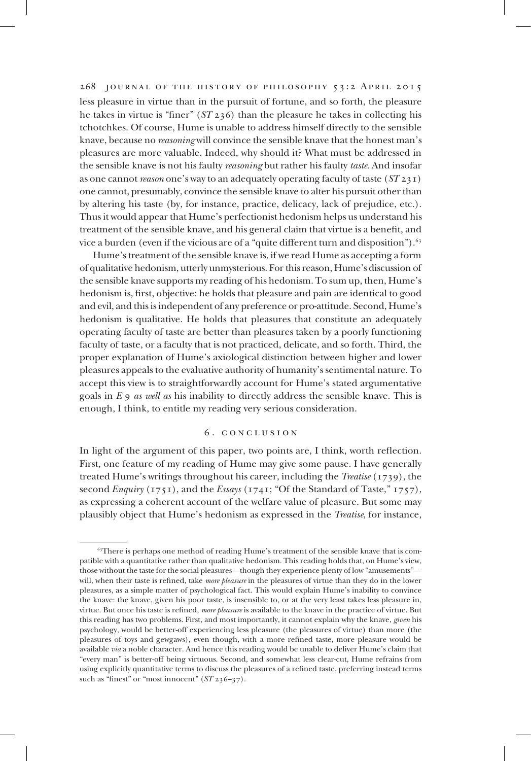less pleasure in virtue than in the pursuit of fortune, and so forth, the pleasure he takes in virtue is "finer" (*ST* 236) than the pleasure he takes in collecting his tchotchkes. Of course, Hume is unable to address himself directly to the sensible knave, because no *reasoning* will convince the sensible knave that the honest man's pleasures are more valuable. Indeed, why should it? What must be addressed in the sensible knave is not his faulty *reasoning* but rather his faulty *taste*. And insofar as one cannot *reason* one's way to an adequately operating faculty of taste (*ST* 231) one cannot, presumably, convince the sensible knave to alter his pursuit other than by altering his taste (by, for instance, practice, delicacy, lack of prejudice, etc.). Thus it would appear that Hume's perfectionist hedonism helps us understand his treatment of the sensible knave, and his general claim that virtue is a benefit, and vice a burden (even if the vicious are of a "quite different turn and disposition").[63]

Hume's treatment of the sensible knave is, if we read Hume as accepting a form of qualitative hedonism, utterly unmysterious. For this reason, Hume's discussion of the sensible knave supports my reading of his hedonism. To sum up, then, Hume's hedonism is, first, objective: he holds that pleasure and pain are identical to good and evil, and this is independent of any preference or pro-attitude. Second, Hume's hedonism is qualitative. He holds that pleasures that constitute an adequately operating faculty of taste are better than pleasures taken by a poorly functioning faculty of taste, or a faculty that is not practiced, delicate, and so forth. Third, the proper explanation of Hume's axiological distinction between higher and lower pleasures appeals to the evaluative authority of humanity's sentimental nature. To accept this view is to straightforwardly account for Hume's stated argumentative goals in *E* 9 *as well as* his inability to directly address the sensible knave. This is enough, I think, to entitle my reading very serious consideration.

## 6. CONCLUSION

In light of the argument of this paper, two points are, I think, worth reflection. First, one feature of my reading of Hume may give some pause. I have generally treated Hume's writings throughout his career, including the *Treatise* (1739), the second *Enquiry* (1751), and the *Essays* (1741; "Of the Standard of Taste," 1757), as expressing a coherent account of the welfare value of pleasure. But some may plausibly object that Hume's hedonism as expressed in the *Treatise*, for instance,

---

[63]There is perhaps one method of reading Hume's treatment of the sensible knave that is compatible with a quantitative rather than qualitative hedonism. This reading holds that, on Hume's view, those without the taste for the social pleasures—though they experience plenty of low "amusements"—will, when their taste is refined, take *more pleasure* in the pleasures of virtue than they do in the lower pleasures, as a simple matter of psychological fact. This would explain Hume's inability to convince the knave: the knave, given his poor taste, is insensible to, or at the very least takes less pleasure in, virtue. But once his taste is refined, *more pleasure* is available to the knave in the practice of virtue. But this reading has two problems. First, and most importantly, it cannot explain why the knave, *given* his psychology, would be better-off experiencing less pleasure (the pleasures of virtue) than more (the pleasures of toys and gewgaws), even though, with a more refined taste, more pleasure would be available *via* a noble character. And hence this reading would be unable to deliver Hume's claim that "every man" is better-off being virtuous. Second, and somewhat less clear-cut, Hume refrains from using explicitly quantitative terms to discuss the pleasures of a refined taste, preferring instead terms such as "finest" or "most innocent" (*ST* 236–37).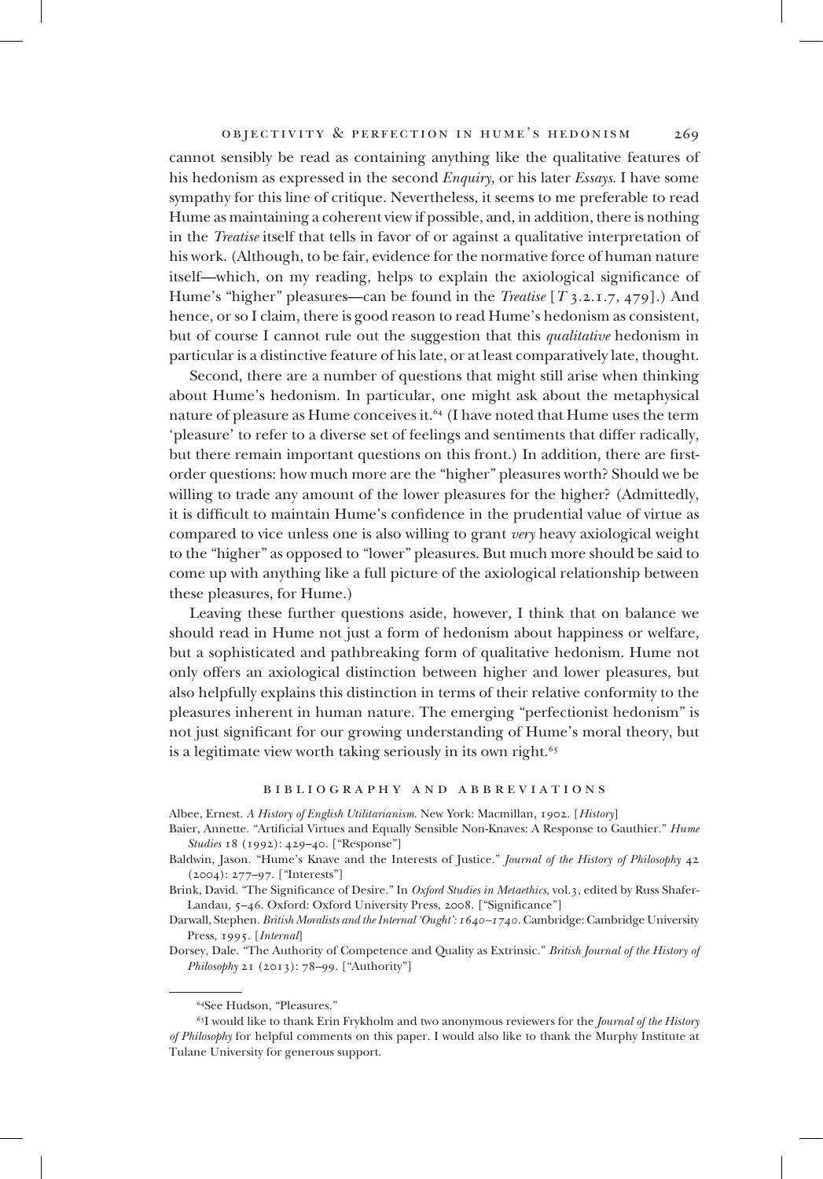cannot sensibly be read as containing anything like the qualitative features of his hedonism as expressed in the second *Enquiry*, or his later *Essays*. I have some sympathy for this line of critique. Nevertheless, it seems to me preferable to read Hume as maintaining a coherent view if possible, and, in addition, there is nothing in the *Treatise* itself that tells in favor of or against a qualitative interpretation of his work. (Although, to be fair, evidence for the normative force of human nature itself—which, on my reading, helps to explain the axiological significance of Hume's "higher" pleasures—can be found in the *Treatise* [*T* 3.2.1.7, 479].) And hence, or so I claim, there is good reason to read Hume's hedonism as consistent, but of course I cannot rule out the suggestion that this *qualitative* hedonism in particular is a distinctive feature of his late, or at least comparatively late, thought.

Second, there are a number of questions that might still arise when thinking about Hume's hedonism. In particular, one might ask about the metaphysical nature of pleasure as Hume conceives it.[64] (I have noted that Hume uses the term 'pleasure' to refer to a diverse set of feelings and sentiments that differ radically, but there remain important questions on this front.) In addition, there are first-order questions: how much more are the "higher" pleasures worth? Should we be willing to trade any amount of the lower pleasures for the higher? (Admittedly, it is difficult to maintain Hume's confidence in the prudential value of virtue as compared to vice unless one is also willing to grant *very* heavy axiological weight to the "higher" as opposed to "lower" pleasures. But much more should be said to come up with anything like a full picture of the axiological relationship between these pleasures, for Hume.)

Leaving these further questions aside, however, I think that on balance we should read in Hume not just a form of hedonism about happiness or welfare, but a sophisticated and pathbreaking form of qualitative hedonism. Hume not only offers an axiological distinction between higher and lower pleasures, but also helpfully explains this distinction in terms of their relative conformity to the pleasures inherent in human nature. The emerging "perfectionist hedonism" is not just significant for our growing understanding of Hume's moral theory, but is a legitimate view worth taking seriously in its own right.[65]

## BIBLIOGRAPHY AND ABBREVIATIONS

Albee, Ernest. *A History of English Utilitarianism*. New York: Macmillan, 1902. [*History*]

Baier, Annette. "Artificial Virtues and Equally Sensible Non-Knaves: A Response to Gauthier." *Hume Studies* 18 (1992): 429–40. ["Response"]

Baldwin, Jason. "Hume's Knave and the Interests of Justice." *Journal of the History of Philosophy* 42 (2004): 277–97. ["Interests"]

Brink, David. "The Significance of Desire." In *Oxford Studies in Metaethics*, vol.3, edited by Russ Shafer-Landau, 5–46. Oxford: Oxford University Press, 2008. ["Significance"]

Darwall, Stephen. *British Moralists and the Internal 'Ought': 1640–1740*. Cambridge: Cambridge University Press, 1995. [*Internal*]

Dorsey, Dale. "The Authority of Competence and Quality as Extrinsic." *British Journal of the History of Philosophy* 21 (2013): 78–99. ["Authority"]

---

[64] See Hudson, "Pleasures."

[65] I would like to thank Erin Frykholm and two anonymous reviewers for the *Journal of the History of Philosophy* for helpful comments on this paper. I would also like to thank the Murphy Institute at Tulane University for generous support.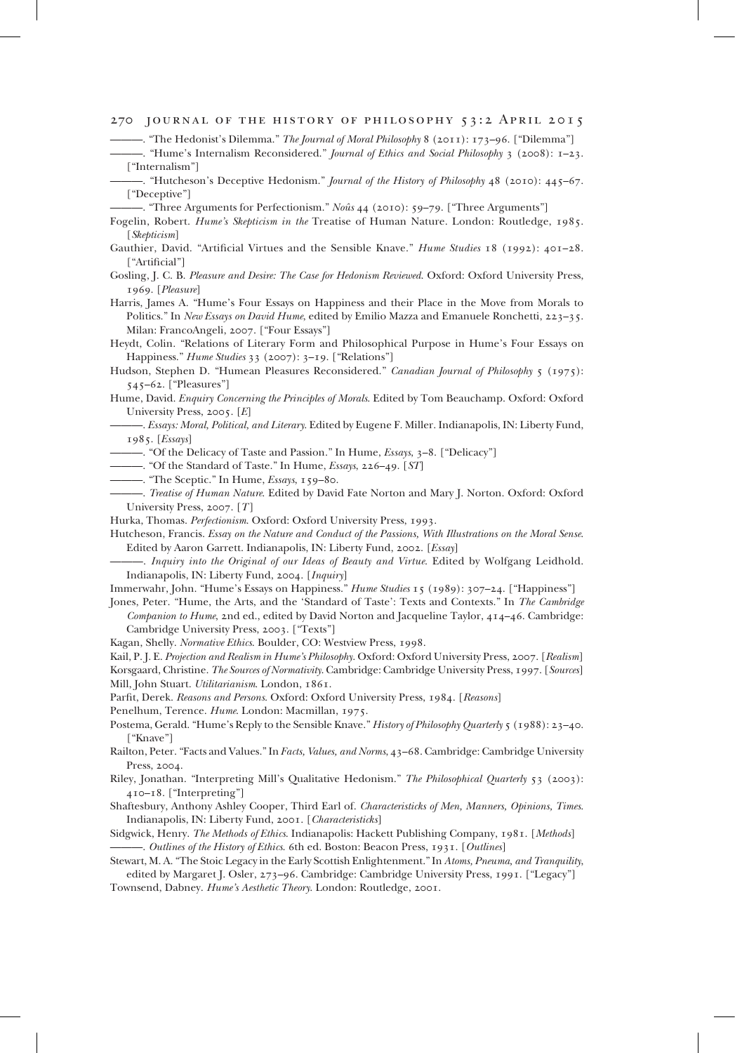———. "The Hedonist's Dilemma." *The Journal of Moral Philosophy* 8 (2011): 173–96. ["Dilemma"]

———. "Hume's Internalism Reconsidered." *Journal of Ethics and Social Philosophy* 3 (2008): 1–23. ["Internalism"]

———. "Hutcheson's Deceptive Hedonism." *Journal of the History of Philosophy* 48 (2010): 445–67. ["Deceptive"]

———. "Three Arguments for Perfectionism." *Noûs* 44 (2010): 59–79. ["Three Arguments"]

Fogelin, Robert. *Hume's Skepticism in the* Treatise of Human Nature. London: Routledge, 1985. [*Skepticism*]

Gauthier, David. "Artificial Virtues and the Sensible Knave." *Hume Studies* 18 (1992): 401–28. ["Artificial"]

Gosling, J. C. B. *Pleasure and Desire: The Case for Hedonism Reviewed*. Oxford: Oxford University Press, 1969. [*Pleasure*]

Harris, James A. "Hume's Four Essays on Happiness and their Place in the Move from Morals to Politics." In *New Essays on David Hume*, edited by Emilio Mazza and Emanuele Ronchetti, 223–35. Milan: FrancoAngeli, 2007. ["Four Essays"]

Heydt, Colin. "Relations of Literary Form and Philosophical Purpose in Hume's Four Essays on Happiness." *Hume Studies* 33 (2007): 3–19. ["Relations"]

Hudson, Stephen D. "Humean Pleasures Reconsidered." *Canadian Journal of Philosophy* 5 (1975): 545–62. ["Pleasures"]

Hume, David. *Enquiry Concerning the Principles of Morals*. Edited by Tom Beauchamp. Oxford: Oxford University Press, 2005. [*E*]

———. *Essays: Moral, Political, and Literary*. Edited by Eugene F. Miller. Indianapolis, IN: Liberty Fund, 1985. [*Essays*]

———. "Of the Delicacy of Taste and Passion." In Hume, *Essays*, 3–8. ["Delicacy"]

———. "Of the Standard of Taste." In Hume, *Essays*, 226–49. [*ST*]

———. "The Sceptic." In Hume, *Essays*, 159–80.

———. *Treatise of Human Nature*. Edited by David Fate Norton and Mary J. Norton. Oxford: Oxford University Press, 2007. [*T*]

Hurka, Thomas. *Perfectionism*. Oxford: Oxford University Press, 1993.

Hutcheson, Francis. *Essay on the Nature and Conduct of the Passions, With Illustrations on the Moral Sense*. Edited by Aaron Garrett. Indianapolis, IN: Liberty Fund, 2002. [*Essay*]

———. *Inquiry into the Original of our Ideas of Beauty and Virtue*. Edited by Wolfgang Leidhold. Indianapolis, IN: Liberty Fund, 2004. [*Inquiry*]

Immerwahr, John. "Hume's Essays on Happiness." *Hume Studies* 15 (1989): 307–24. ["Happiness"]

Jones, Peter. "Hume, the Arts, and the 'Standard of Taste': Texts and Contexts." In *The Cambridge Companion to Hume*, 2nd ed., edited by David Norton and Jacqueline Taylor, 414–46. Cambridge: Cambridge University Press, 2003. ["Texts"]

Kagan, Shelly. *Normative Ethics*. Boulder, CO: Westview Press, 1998.

Kail, P. J. E. *Projection and Realism in Hume's Philosophy*. Oxford: Oxford University Press, 2007. [*Realism*]

Korsgaard, Christine. *The Sources of Normativity*. Cambridge: Cambridge University Press, 1997. [*Sources*]

Mill, John Stuart. *Utilitarianism*. London, 1861.

Parfit, Derek. *Reasons and Persons*. Oxford: Oxford University Press, 1984. [*Reasons*]

Penelhum, Terence. *Hume*. London: Macmillan, 1975.

Postema, Gerald. "Hume's Reply to the Sensible Knave." *History of Philosophy Quarterly* 5 (1988): 23–40. ["Knave"]

Railton, Peter. "Facts and Values." In *Facts, Values, and Norms*, 43–68. Cambridge: Cambridge University Press, 2004.

Riley, Jonathan. "Interpreting Mill's Qualitative Hedonism." *The Philosophical Quarterly* 53 (2003): 410–18. ["Interpreting"]

Shaftesbury, Anthony Ashley Cooper, Third Earl of. *Characteristicks of Men, Manners, Opinions, Times*. Indianapolis, IN: Liberty Fund, 2001. [*Characteristicks*]

Sidgwick, Henry. *The Methods of Ethics*. Indianapolis: Hackett Publishing Company, 1981. [*Methods*]

———. *Outlines of the History of Ethics*. 6th ed. Boston: Beacon Press, 1931. [*Outlines*]

Stewart, M. A. "The Stoic Legacy in the Early Scottish Enlightenment." In *Atoms, Pneuma, and Tranquility*, edited by Margaret J. Osler, 273–96. Cambridge: Cambridge University Press, 1991. ["Legacy"]

Townsend, Dabney. *Hume's Aesthetic Theory*. London: Routledge, 2001.